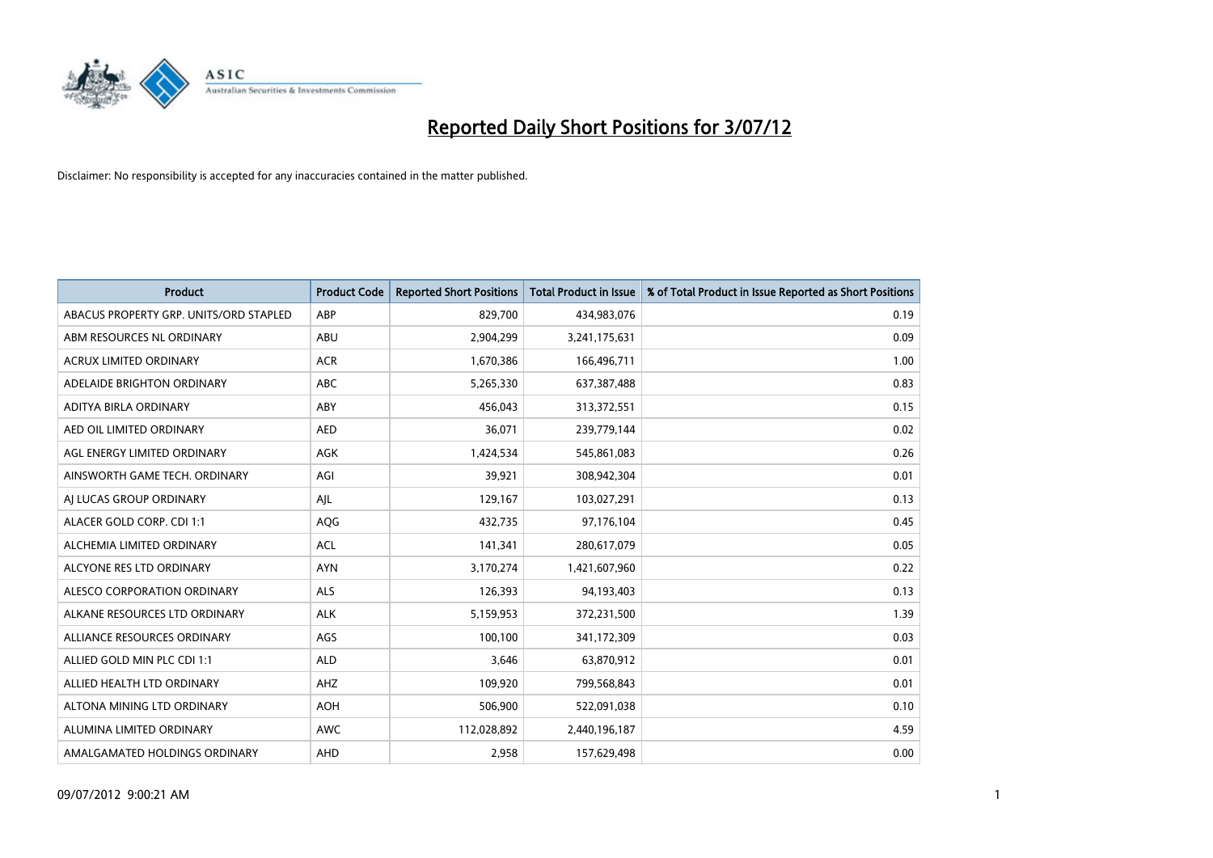# Reported Daily Short Positions for 3/07/12

Disclaimer: No responsibility is accepted for any inaccuracies contained in the matter published.

| Product | Product Code | Reported Short Positions | Total Product in Issue | % of Total Product in Issue Reported as Short Positions |
|---|---|---|---|---|
| ABACUS PROPERTY GRP. UNITS/ORD STAPLED | ABP | 829,700 | 434,983,076 | 0.19 |
| ABM RESOURCES NL ORDINARY | ABU | 2,904,299 | 3,241,175,631 | 0.09 |
| ACRUX LIMITED ORDINARY | ACR | 1,670,386 | 166,496,711 | 1.00 |
| ADELAIDE BRIGHTON ORDINARY | ABC | 5,265,330 | 637,387,488 | 0.83 |
| ADITYA BIRLA ORDINARY | ABY | 456,043 | 313,372,551 | 0.15 |
| AED OIL LIMITED ORDINARY | AED | 36,071 | 239,779,144 | 0.02 |
| AGL ENERGY LIMITED ORDINARY | AGK | 1,424,534 | 545,861,083 | 0.26 |
| AINSWORTH GAME TECH. ORDINARY | AGI | 39,921 | 308,942,304 | 0.01 |
| AJ LUCAS GROUP ORDINARY | AJL | 129,167 | 103,027,291 | 0.13 |
| ALACER GOLD CORP. CDI 1:1 | AQG | 432,735 | 97,176,104 | 0.45 |
| ALCHEMIA LIMITED ORDINARY | ACL | 141,341 | 280,617,079 | 0.05 |
| ALCYONE RES LTD ORDINARY | AYN | 3,170,274 | 1,421,607,960 | 0.22 |
| ALESCO CORPORATION ORDINARY | ALS | 126,393 | 94,193,403 | 0.13 |
| ALKANE RESOURCES LTD ORDINARY | ALK | 5,159,953 | 372,231,500 | 1.39 |
| ALLIANCE RESOURCES ORDINARY | AGS | 100,100 | 341,172,309 | 0.03 |
| ALLIED GOLD MIN PLC CDI 1:1 | ALD | 3,646 | 63,870,912 | 0.01 |
| ALLIED HEALTH LTD ORDINARY | AHZ | 109,920 | 799,568,843 | 0.01 |
| ALTONA MINING LTD ORDINARY | AOH | 506,900 | 522,091,038 | 0.10 |
| ALUMINA LIMITED ORDINARY | AWC | 112,028,892 | 2,440,196,187 | 4.59 |
| AMALGAMATED HOLDINGS ORDINARY | AHD | 2,958 | 157,629,498 | 0.00 |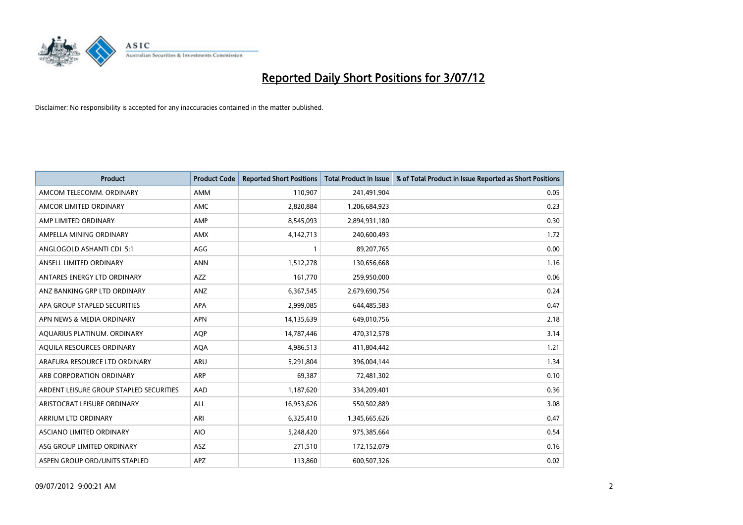# Reported Daily Short Positions for 3/07/12

Disclaimer: No responsibility is accepted for any inaccuracies contained in the matter published.

| Product | Product Code | Reported Short Positions | Total Product in Issue | % of Total Product in Issue Reported as Short Positions |
|---|---|---|---|---|
| AMCOM TELECOMM. ORDINARY | AMM | 110,907 | 241,491,904 | 0.05 |
| AMCOR LIMITED ORDINARY | AMC | 2,820,884 | 1,206,684,923 | 0.23 |
| AMP LIMITED ORDINARY | AMP | 8,545,093 | 2,894,931,180 | 0.30 |
| AMPELLA MINING ORDINARY | AMX | 4,142,713 | 240,600,493 | 1.72 |
| ANGLOGOLD ASHANTI CDI 5:1 | AGG | 1 | 89,207,765 | 0.00 |
| ANSELL LIMITED ORDINARY | ANN | 1,512,278 | 130,656,668 | 1.16 |
| ANTARES ENERGY LTD ORDINARY | AZZ | 161,770 | 259,950,000 | 0.06 |
| ANZ BANKING GRP LTD ORDINARY | ANZ | 6,367,545 | 2,679,690,754 | 0.24 |
| APA GROUP STAPLED SECURITIES | APA | 2,999,085 | 644,485,583 | 0.47 |
| APN NEWS & MEDIA ORDINARY | APN | 14,135,639 | 649,010,756 | 2.18 |
| AQUARIUS PLATINUM. ORDINARY | AQP | 14,787,446 | 470,312,578 | 3.14 |
| AQUILA RESOURCES ORDINARY | AQA | 4,986,513 | 411,804,442 | 1.21 |
| ARAFURA RESOURCE LTD ORDINARY | ARU | 5,291,804 | 396,004,144 | 1.34 |
| ARB CORPORATION ORDINARY | ARP | 69,387 | 72,481,302 | 0.10 |
| ARDENT LEISURE GROUP STAPLED SECURITIES | AAD | 1,187,620 | 334,209,401 | 0.36 |
| ARISTOCRAT LEISURE ORDINARY | ALL | 16,953,626 | 550,502,889 | 3.08 |
| ARRIUM LTD ORDINARY | ARI | 6,325,410 | 1,345,665,626 | 0.47 |
| ASCIANO LIMITED ORDINARY | AIO | 5,248,420 | 975,385,664 | 0.54 |
| ASG GROUP LIMITED ORDINARY | ASZ | 271,510 | 172,152,079 | 0.16 |
| ASPEN GROUP ORD/UNITS STAPLED | APZ | 113,860 | 600,507,326 | 0.02 |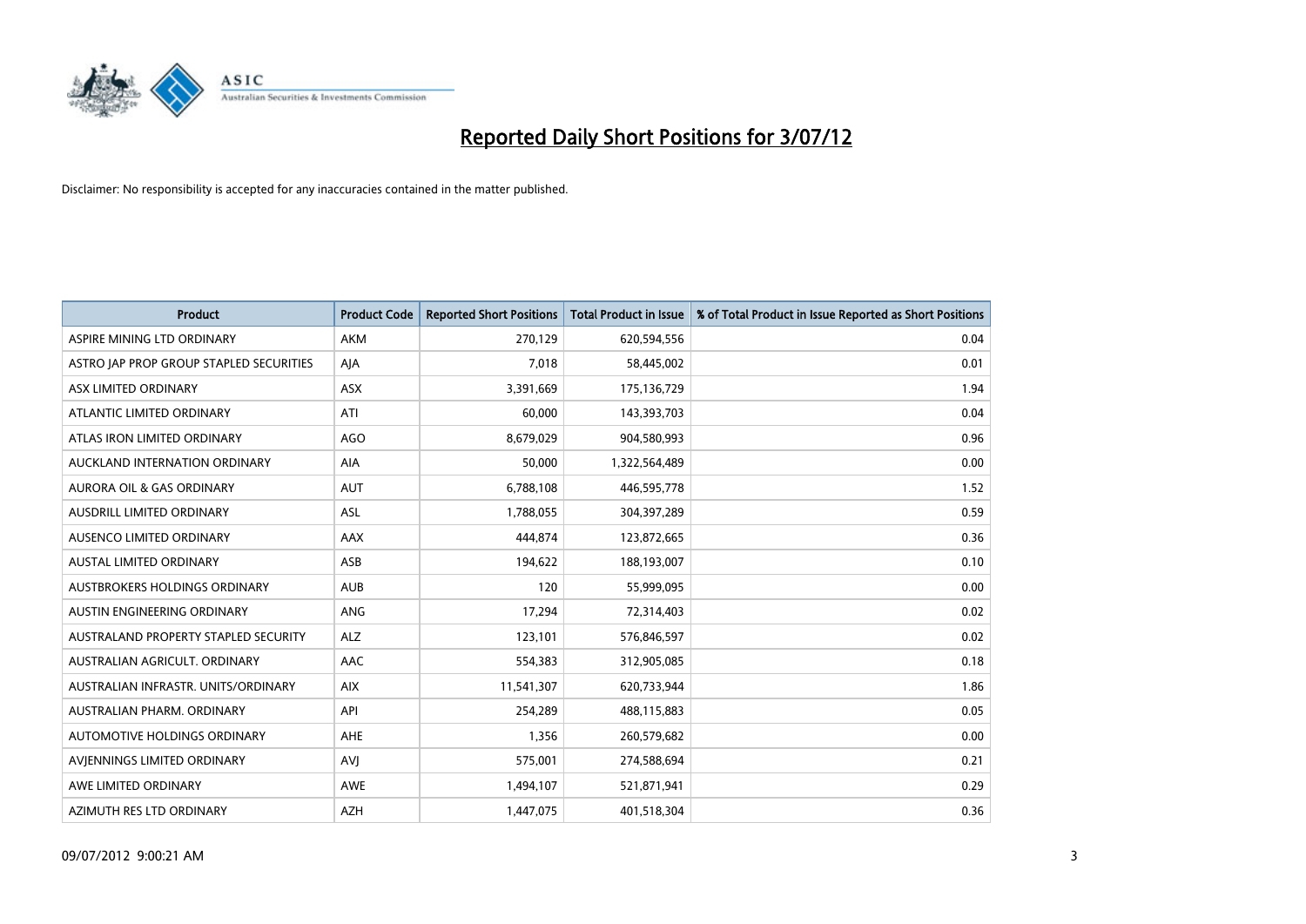# Reported Daily Short Positions for 3/07/12

Disclaimer: No responsibility is accepted for any inaccuracies contained in the matter published.

| Product | Product Code | Reported Short Positions | Total Product in Issue | % of Total Product in Issue Reported as Short Positions |
|---|---|---|---|---|
| ASPIRE MINING LTD ORDINARY | AKM | 270,129 | 620,594,556 | 0.04 |
| ASTRO JAP PROP GROUP STAPLED SECURITIES | AJA | 7,018 | 58,445,002 | 0.01 |
| ASX LIMITED ORDINARY | ASX | 3,391,669 | 175,136,729 | 1.94 |
| ATLANTIC LIMITED ORDINARY | ATI | 60,000 | 143,393,703 | 0.04 |
| ATLAS IRON LIMITED ORDINARY | AGO | 8,679,029 | 904,580,993 | 0.96 |
| AUCKLAND INTERNATION ORDINARY | AIA | 50,000 | 1,322,564,489 | 0.00 |
| AURORA OIL & GAS ORDINARY | AUT | 6,788,108 | 446,595,778 | 1.52 |
| AUSDRILL LIMITED ORDINARY | ASL | 1,788,055 | 304,397,289 | 0.59 |
| AUSENCO LIMITED ORDINARY | AAX | 444,874 | 123,872,665 | 0.36 |
| AUSTAL LIMITED ORDINARY | ASB | 194,622 | 188,193,007 | 0.10 |
| AUSTBROKERS HOLDINGS ORDINARY | AUB | 120 | 55,999,095 | 0.00 |
| AUSTIN ENGINEERING ORDINARY | ANG | 17,294 | 72,314,403 | 0.02 |
| AUSTRALAND PROPERTY STAPLED SECURITY | ALZ | 123,101 | 576,846,597 | 0.02 |
| AUSTRALIAN AGRICULT. ORDINARY | AAC | 554,383 | 312,905,085 | 0.18 |
| AUSTRALIAN INFRASTR. UNITS/ORDINARY | AIX | 11,541,307 | 620,733,944 | 1.86 |
| AUSTRALIAN PHARM. ORDINARY | API | 254,289 | 488,115,883 | 0.05 |
| AUTOMOTIVE HOLDINGS ORDINARY | AHE | 1,356 | 260,579,682 | 0.00 |
| AVJENNINGS LIMITED ORDINARY | AVJ | 575,001 | 274,588,694 | 0.21 |
| AWE LIMITED ORDINARY | AWE | 1,494,107 | 521,871,941 | 0.29 |
| AZIMUTH RES LTD ORDINARY | AZH | 1,447,075 | 401,518,304 | 0.36 |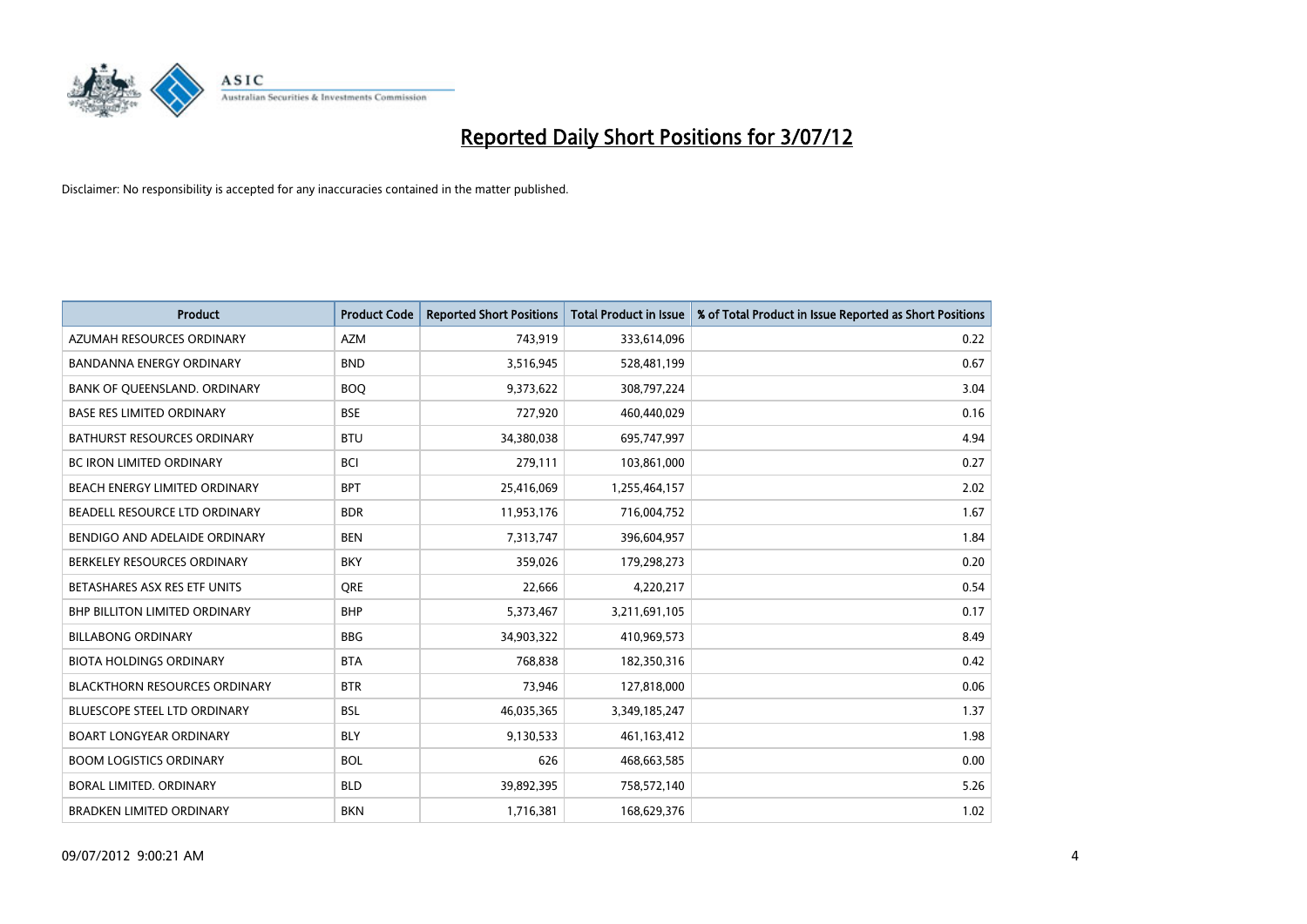# Reported Daily Short Positions for 3/07/12

Disclaimer: No responsibility is accepted for any inaccuracies contained in the matter published.

| Product | Product Code | Reported Short Positions | Total Product in Issue | % of Total Product in Issue Reported as Short Positions |
|---|---|---|---|---|
| AZUMAH RESOURCES ORDINARY | AZM | 743,919 | 333,614,096 | 0.22 |
| BANDANNA ENERGY ORDINARY | BND | 3,516,945 | 528,481,199 | 0.67 |
| BANK OF QUEENSLAND. ORDINARY | BOQ | 9,373,622 | 308,797,224 | 3.04 |
| BASE RES LIMITED ORDINARY | BSE | 727,920 | 460,440,029 | 0.16 |
| BATHURST RESOURCES ORDINARY | BTU | 34,380,038 | 695,747,997 | 4.94 |
| BC IRON LIMITED ORDINARY | BCI | 279,111 | 103,861,000 | 0.27 |
| BEACH ENERGY LIMITED ORDINARY | BPT | 25,416,069 | 1,255,464,157 | 2.02 |
| BEADELL RESOURCE LTD ORDINARY | BDR | 11,953,176 | 716,004,752 | 1.67 |
| BENDIGO AND ADELAIDE ORDINARY | BEN | 7,313,747 | 396,604,957 | 1.84 |
| BERKELEY RESOURCES ORDINARY | BKY | 359,026 | 179,298,273 | 0.20 |
| BETASHARES ASX RES ETF UNITS | QRE | 22,666 | 4,220,217 | 0.54 |
| BHP BILLITON LIMITED ORDINARY | BHP | 5,373,467 | 3,211,691,105 | 0.17 |
| BILLABONG ORDINARY | BBG | 34,903,322 | 410,969,573 | 8.49 |
| BIOTA HOLDINGS ORDINARY | BTA | 768,838 | 182,350,316 | 0.42 |
| BLACKTHORN RESOURCES ORDINARY | BTR | 73,946 | 127,818,000 | 0.06 |
| BLUESCOPE STEEL LTD ORDINARY | BSL | 46,035,365 | 3,349,185,247 | 1.37 |
| BOART LONGYEAR ORDINARY | BLY | 9,130,533 | 461,163,412 | 1.98 |
| BOOM LOGISTICS ORDINARY | BOL | 626 | 468,663,585 | 0.00 |
| BORAL LIMITED. ORDINARY | BLD | 39,892,395 | 758,572,140 | 5.26 |
| BRADKEN LIMITED ORDINARY | BKN | 1,716,381 | 168,629,376 | 1.02 |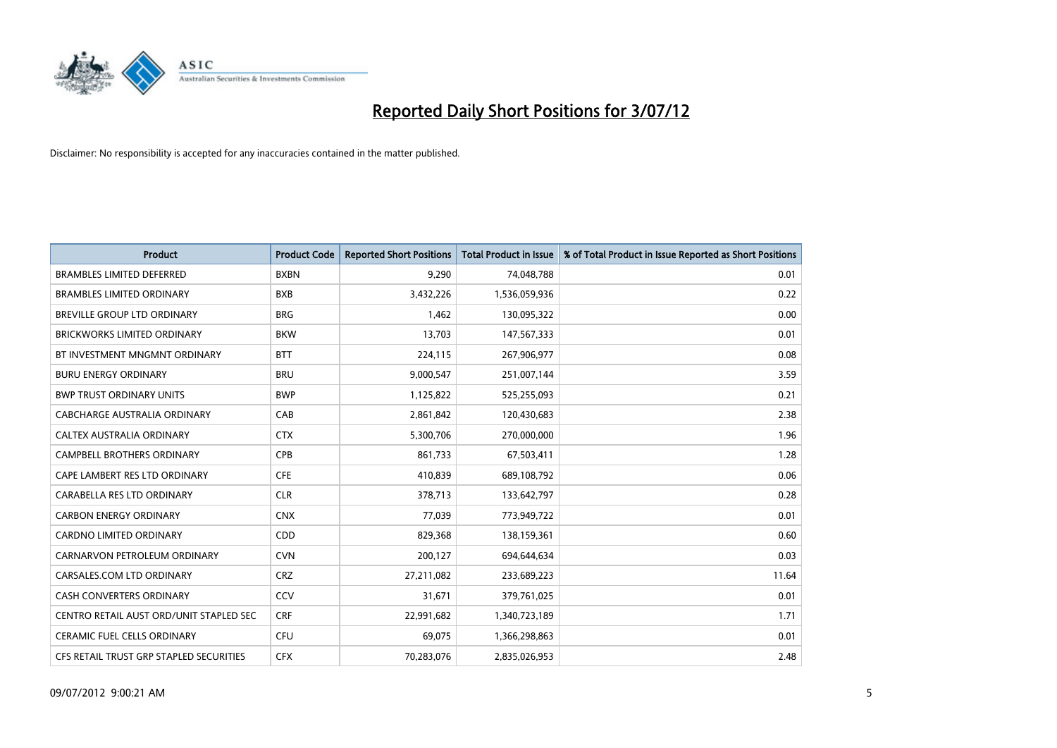# Reported Daily Short Positions for 3/07/12

Disclaimer: No responsibility is accepted for any inaccuracies contained in the matter published.

| Product | Product Code | Reported Short Positions | Total Product in Issue | % of Total Product in Issue Reported as Short Positions |
|---|---|---|---|---|
| BRAMBLES LIMITED DEFERRED | BXBN | 9,290 | 74,048,788 | 0.01 |
| BRAMBLES LIMITED ORDINARY | BXB | 3,432,226 | 1,536,059,936 | 0.22 |
| BREVILLE GROUP LTD ORDINARY | BRG | 1,462 | 130,095,322 | 0.00 |
| BRICKWORKS LIMITED ORDINARY | BKW | 13,703 | 147,567,333 | 0.01 |
| BT INVESTMENT MNGMNT ORDINARY | BTT | 224,115 | 267,906,977 | 0.08 |
| BURU ENERGY ORDINARY | BRU | 9,000,547 | 251,007,144 | 3.59 |
| BWP TRUST ORDINARY UNITS | BWP | 1,125,822 | 525,255,093 | 0.21 |
| CABCHARGE AUSTRALIA ORDINARY | CAB | 2,861,842 | 120,430,683 | 2.38 |
| CALTEX AUSTRALIA ORDINARY | CTX | 5,300,706 | 270,000,000 | 1.96 |
| CAMPBELL BROTHERS ORDINARY | CPB | 861,733 | 67,503,411 | 1.28 |
| CAPE LAMBERT RES LTD ORDINARY | CFE | 410,839 | 689,108,792 | 0.06 |
| CARABELLA RES LTD ORDINARY | CLR | 378,713 | 133,642,797 | 0.28 |
| CARBON ENERGY ORDINARY | CNX | 77,039 | 773,949,722 | 0.01 |
| CARDNO LIMITED ORDINARY | CDD | 829,368 | 138,159,361 | 0.60 |
| CARNARVON PETROLEUM ORDINARY | CVN | 200,127 | 694,644,634 | 0.03 |
| CARSALES.COM LTD ORDINARY | CRZ | 27,211,082 | 233,689,223 | 11.64 |
| CASH CONVERTERS ORDINARY | CCV | 31,671 | 379,761,025 | 0.01 |
| CENTRO RETAIL AUST ORD/UNIT STAPLED SEC | CRF | 22,991,682 | 1,340,723,189 | 1.71 |
| CERAMIC FUEL CELLS ORDINARY | CFU | 69,075 | 1,366,298,863 | 0.01 |
| CFS RETAIL TRUST GRP STAPLED SECURITIES | CFX | 70,283,076 | 2,835,026,953 | 2.48 |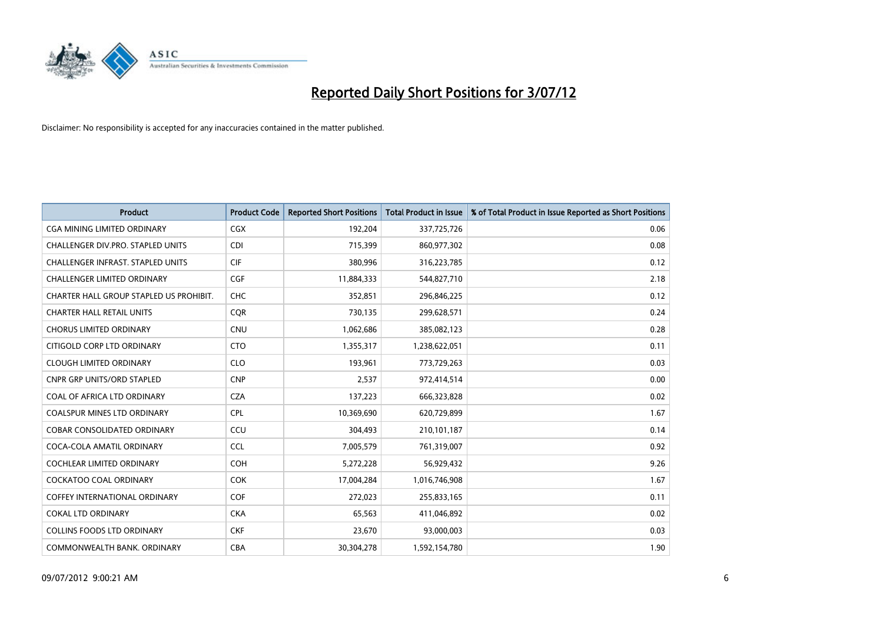# Reported Daily Short Positions for 3/07/12

Disclaimer: No responsibility is accepted for any inaccuracies contained in the matter published.

| Product | Product Code | Reported Short Positions | Total Product in Issue | % of Total Product in Issue Reported as Short Positions |
|---|---|---|---|---|
| CGA MINING LIMITED ORDINARY | CGX | 192,204 | 337,725,726 | 0.06 |
| CHALLENGER DIV.PRO. STAPLED UNITS | CDI | 715,399 | 860,977,302 | 0.08 |
| CHALLENGER INFRAST. STAPLED UNITS | CIF | 380,996 | 316,223,785 | 0.12 |
| CHALLENGER LIMITED ORDINARY | CGF | 11,884,333 | 544,827,710 | 2.18 |
| CHARTER HALL GROUP STAPLED US PROHIBIT. | CHC | 352,851 | 296,846,225 | 0.12 |
| CHARTER HALL RETAIL UNITS | CQR | 730,135 | 299,628,571 | 0.24 |
| CHORUS LIMITED ORDINARY | CNU | 1,062,686 | 385,082,123 | 0.28 |
| CITIGOLD CORP LTD ORDINARY | CTO | 1,355,317 | 1,238,622,051 | 0.11 |
| CLOUGH LIMITED ORDINARY | CLO | 193,961 | 773,729,263 | 0.03 |
| CNPR GRP UNITS/ORD STAPLED | CNP | 2,537 | 972,414,514 | 0.00 |
| COAL OF AFRICA LTD ORDINARY | CZA | 137,223 | 666,323,828 | 0.02 |
| COALSPUR MINES LTD ORDINARY | CPL | 10,369,690 | 620,729,899 | 1.67 |
| COBAR CONSOLIDATED ORDINARY | CCU | 304,493 | 210,101,187 | 0.14 |
| COCA-COLA AMATIL ORDINARY | CCL | 7,005,579 | 761,319,007 | 0.92 |
| COCHLEAR LIMITED ORDINARY | COH | 5,272,228 | 56,929,432 | 9.26 |
| COCKATOO COAL ORDINARY | COK | 17,004,284 | 1,016,746,908 | 1.67 |
| COFFEY INTERNATIONAL ORDINARY | COF | 272,023 | 255,833,165 | 0.11 |
| COKAL LTD ORDINARY | CKA | 65,563 | 411,046,892 | 0.02 |
| COLLINS FOODS LTD ORDINARY | CKF | 23,670 | 93,000,003 | 0.03 |
| COMMONWEALTH BANK. ORDINARY | CBA | 30,304,278 | 1,592,154,780 | 1.90 |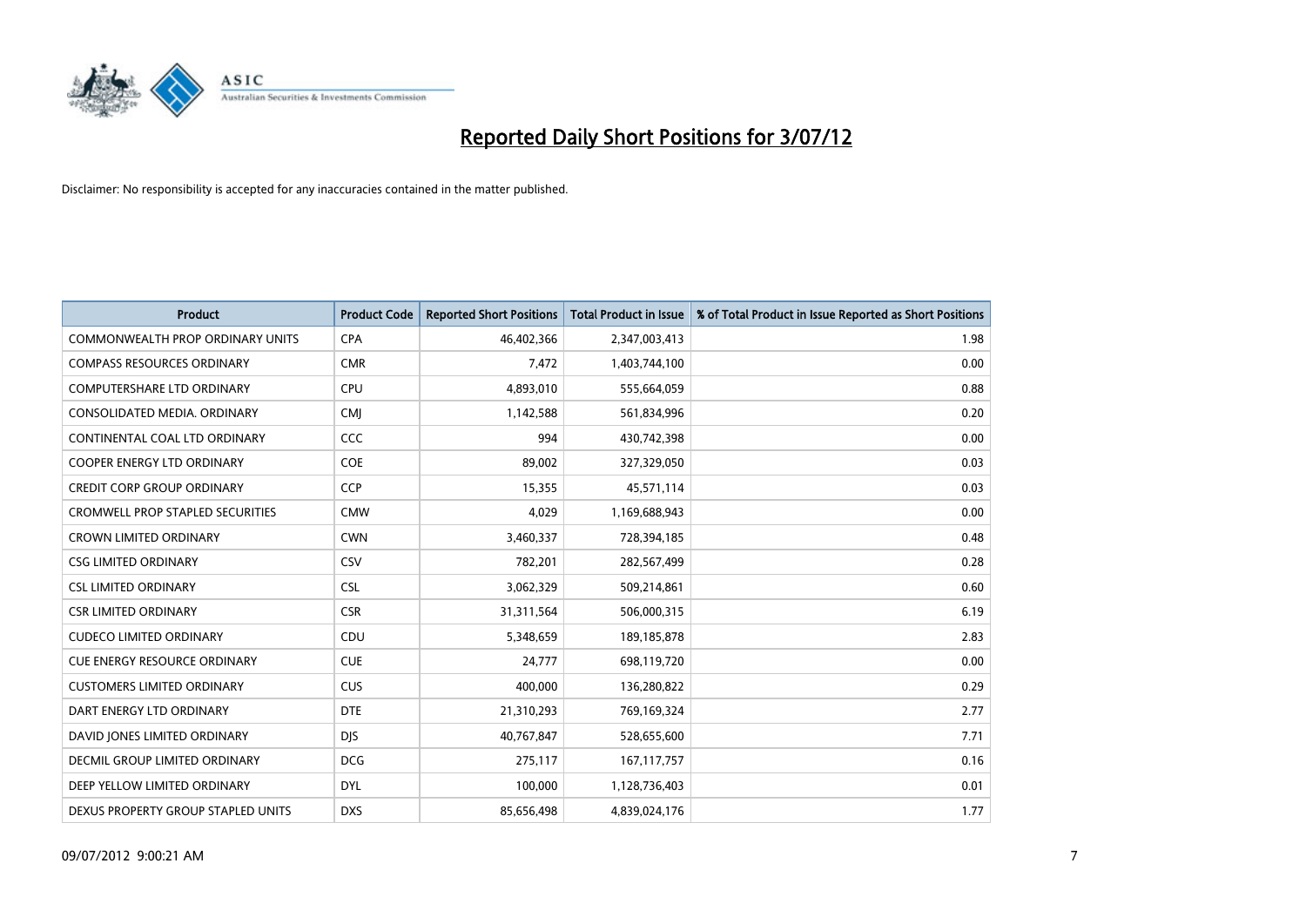# Reported Daily Short Positions for 3/07/12

Disclaimer: No responsibility is accepted for any inaccuracies contained in the matter published.

| Product | Product Code | Reported Short Positions | Total Product in Issue | % of Total Product in Issue Reported as Short Positions |
|---|---|---|---|---|
| COMMONWEALTH PROP ORDINARY UNITS | CPA | 46,402,366 | 2,347,003,413 | 1.98 |
| COMPASS RESOURCES ORDINARY | CMR | 7,472 | 1,403,744,100 | 0.00 |
| COMPUTERSHARE LTD ORDINARY | CPU | 4,893,010 | 555,664,059 | 0.88 |
| CONSOLIDATED MEDIA. ORDINARY | CMJ | 1,142,588 | 561,834,996 | 0.20 |
| CONTINENTAL COAL LTD ORDINARY | CCC | 994 | 430,742,398 | 0.00 |
| COOPER ENERGY LTD ORDINARY | COE | 89,002 | 327,329,050 | 0.03 |
| CREDIT CORP GROUP ORDINARY | CCP | 15,355 | 45,571,114 | 0.03 |
| CROMWELL PROP STAPLED SECURITIES | CMW | 4,029 | 1,169,688,943 | 0.00 |
| CROWN LIMITED ORDINARY | CWN | 3,460,337 | 728,394,185 | 0.48 |
| CSG LIMITED ORDINARY | CSV | 782,201 | 282,567,499 | 0.28 |
| CSL LIMITED ORDINARY | CSL | 3,062,329 | 509,214,861 | 0.60 |
| CSR LIMITED ORDINARY | CSR | 31,311,564 | 506,000,315 | 6.19 |
| CUDECO LIMITED ORDINARY | CDU | 5,348,659 | 189,185,878 | 2.83 |
| CUE ENERGY RESOURCE ORDINARY | CUE | 24,777 | 698,119,720 | 0.00 |
| CUSTOMERS LIMITED ORDINARY | CUS | 400,000 | 136,280,822 | 0.29 |
| DART ENERGY LTD ORDINARY | DTE | 21,310,293 | 769,169,324 | 2.77 |
| DAVID JONES LIMITED ORDINARY | DJS | 40,767,847 | 528,655,600 | 7.71 |
| DECMIL GROUP LIMITED ORDINARY | DCG | 275,117 | 167,117,757 | 0.16 |
| DEEP YELLOW LIMITED ORDINARY | DYL | 100,000 | 1,128,736,403 | 0.01 |
| DEXUS PROPERTY GROUP STAPLED UNITS | DXS | 85,656,498 | 4,839,024,176 | 1.77 |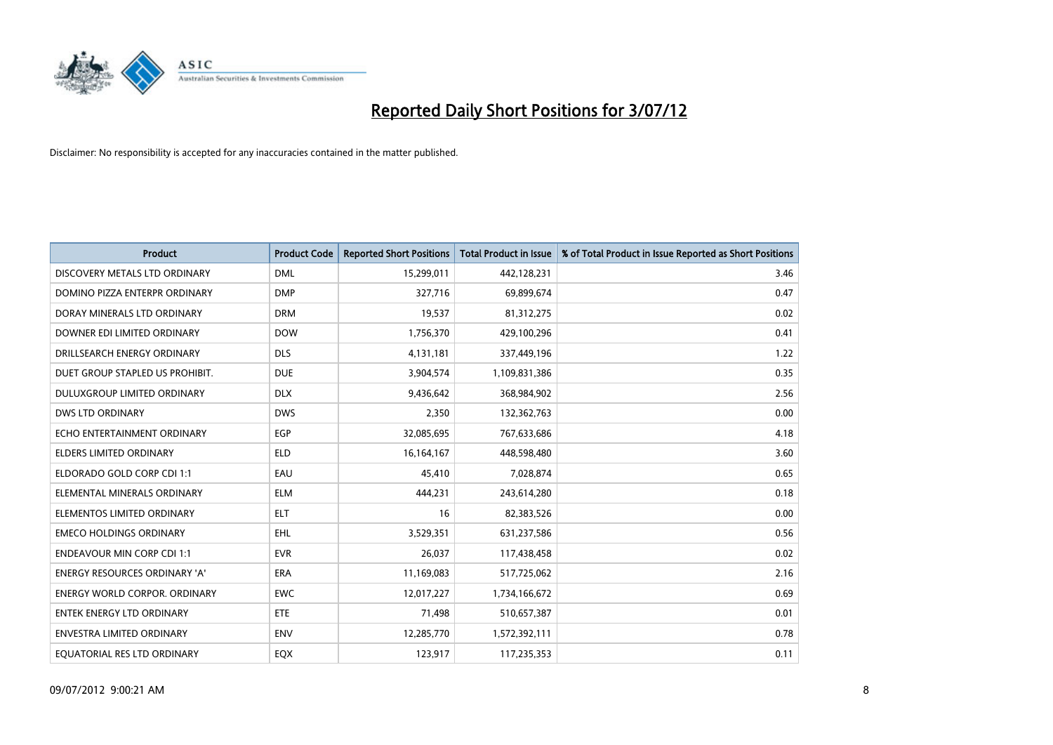# Reported Daily Short Positions for 3/07/12

Disclaimer: No responsibility is accepted for any inaccuracies contained in the matter published.

| Product | Product Code | Reported Short Positions | Total Product in Issue | % of Total Product in Issue Reported as Short Positions |
|---|---|---|---|---|
| DISCOVERY METALS LTD ORDINARY | DML | 15,299,011 | 442,128,231 | 3.46 |
| DOMINO PIZZA ENTERPR ORDINARY | DMP | 327,716 | 69,899,674 | 0.47 |
| DORAY MINERALS LTD ORDINARY | DRM | 19,537 | 81,312,275 | 0.02 |
| DOWNER EDI LIMITED ORDINARY | DOW | 1,756,370 | 429,100,296 | 0.41 |
| DRILLSEARCH ENERGY ORDINARY | DLS | 4,131,181 | 337,449,196 | 1.22 |
| DUET GROUP STAPLED US PROHIBIT. | DUE | 3,904,574 | 1,109,831,386 | 0.35 |
| DULUXGROUP LIMITED ORDINARY | DLX | 9,436,642 | 368,984,902 | 2.56 |
| DWS LTD ORDINARY | DWS | 2,350 | 132,362,763 | 0.00 |
| ECHO ENTERTAINMENT ORDINARY | EGP | 32,085,695 | 767,633,686 | 4.18 |
| ELDERS LIMITED ORDINARY | ELD | 16,164,167 | 448,598,480 | 3.60 |
| ELDORADO GOLD CORP CDI 1:1 | EAU | 45,410 | 7,028,874 | 0.65 |
| ELEMENTAL MINERALS ORDINARY | ELM | 444,231 | 243,614,280 | 0.18 |
| ELEMENTOS LIMITED ORDINARY | ELT | 16 | 82,383,526 | 0.00 |
| EMECO HOLDINGS ORDINARY | EHL | 3,529,351 | 631,237,586 | 0.56 |
| ENDEAVOUR MIN CORP CDI 1:1 | EVR | 26,037 | 117,438,458 | 0.02 |
| ENERGY RESOURCES ORDINARY 'A' | ERA | 11,169,083 | 517,725,062 | 2.16 |
| ENERGY WORLD CORPOR. ORDINARY | EWC | 12,017,227 | 1,734,166,672 | 0.69 |
| ENTEK ENERGY LTD ORDINARY | ETE | 71,498 | 510,657,387 | 0.01 |
| ENVESTRA LIMITED ORDINARY | ENV | 12,285,770 | 1,572,392,111 | 0.78 |
| EQUATORIAL RES LTD ORDINARY | EQX | 123,917 | 117,235,353 | 0.11 |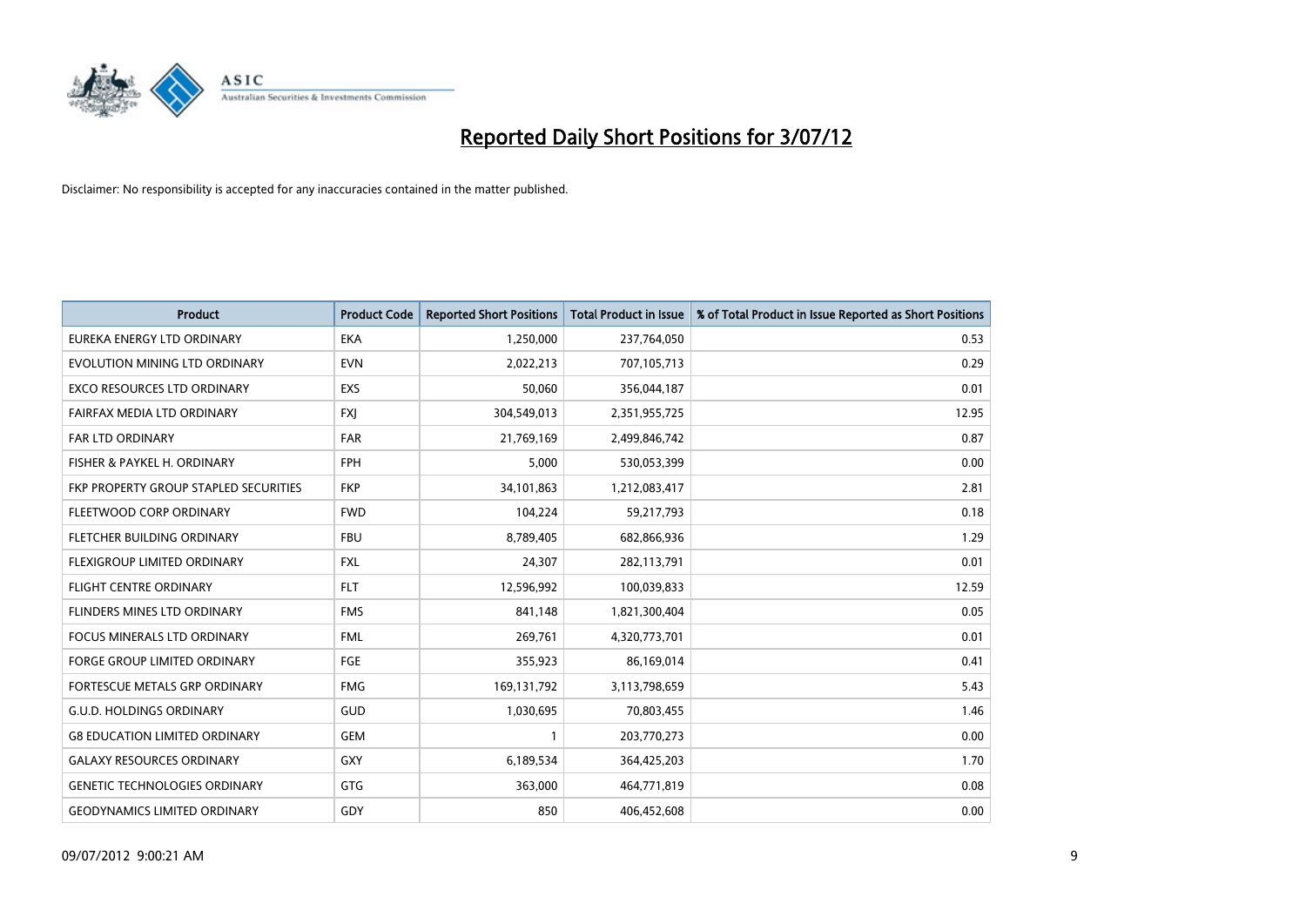# Reported Daily Short Positions for 3/07/12

Disclaimer: No responsibility is accepted for any inaccuracies contained in the matter published.

| Product | Product Code | Reported Short Positions | Total Product in Issue | % of Total Product in Issue Reported as Short Positions |
|---|---|---|---|---|
| EUREKA ENERGY LTD ORDINARY | EKA | 1,250,000 | 237,764,050 | 0.53 |
| EVOLUTION MINING LTD ORDINARY | EVN | 2,022,213 | 707,105,713 | 0.29 |
| EXCO RESOURCES LTD ORDINARY | EXS | 50,060 | 356,044,187 | 0.01 |
| FAIRFAX MEDIA LTD ORDINARY | FXJ | 304,549,013 | 2,351,955,725 | 12.95 |
| FAR LTD ORDINARY | FAR | 21,769,169 | 2,499,846,742 | 0.87 |
| FISHER & PAYKEL H. ORDINARY | FPH | 5,000 | 530,053,399 | 0.00 |
| FKP PROPERTY GROUP STAPLED SECURITIES | FKP | 34,101,863 | 1,212,083,417 | 2.81 |
| FLEETWOOD CORP ORDINARY | FWD | 104,224 | 59,217,793 | 0.18 |
| FLETCHER BUILDING ORDINARY | FBU | 8,789,405 | 682,866,936 | 1.29 |
| FLEXIGROUP LIMITED ORDINARY | FXL | 24,307 | 282,113,791 | 0.01 |
| FLIGHT CENTRE ORDINARY | FLT | 12,596,992 | 100,039,833 | 12.59 |
| FLINDERS MINES LTD ORDINARY | FMS | 841,148 | 1,821,300,404 | 0.05 |
| FOCUS MINERALS LTD ORDINARY | FML | 269,761 | 4,320,773,701 | 0.01 |
| FORGE GROUP LIMITED ORDINARY | FGE | 355,923 | 86,169,014 | 0.41 |
| FORTESCUE METALS GRP ORDINARY | FMG | 169,131,792 | 3,113,798,659 | 5.43 |
| G.U.D. HOLDINGS ORDINARY | GUD | 1,030,695 | 70,803,455 | 1.46 |
| G8 EDUCATION LIMITED ORDINARY | GEM | 1 | 203,770,273 | 0.00 |
| GALAXY RESOURCES ORDINARY | GXY | 6,189,534 | 364,425,203 | 1.70 |
| GENETIC TECHNOLOGIES ORDINARY | GTG | 363,000 | 464,771,819 | 0.08 |
| GEODYNAMICS LIMITED ORDINARY | GDY | 850 | 406,452,608 | 0.00 |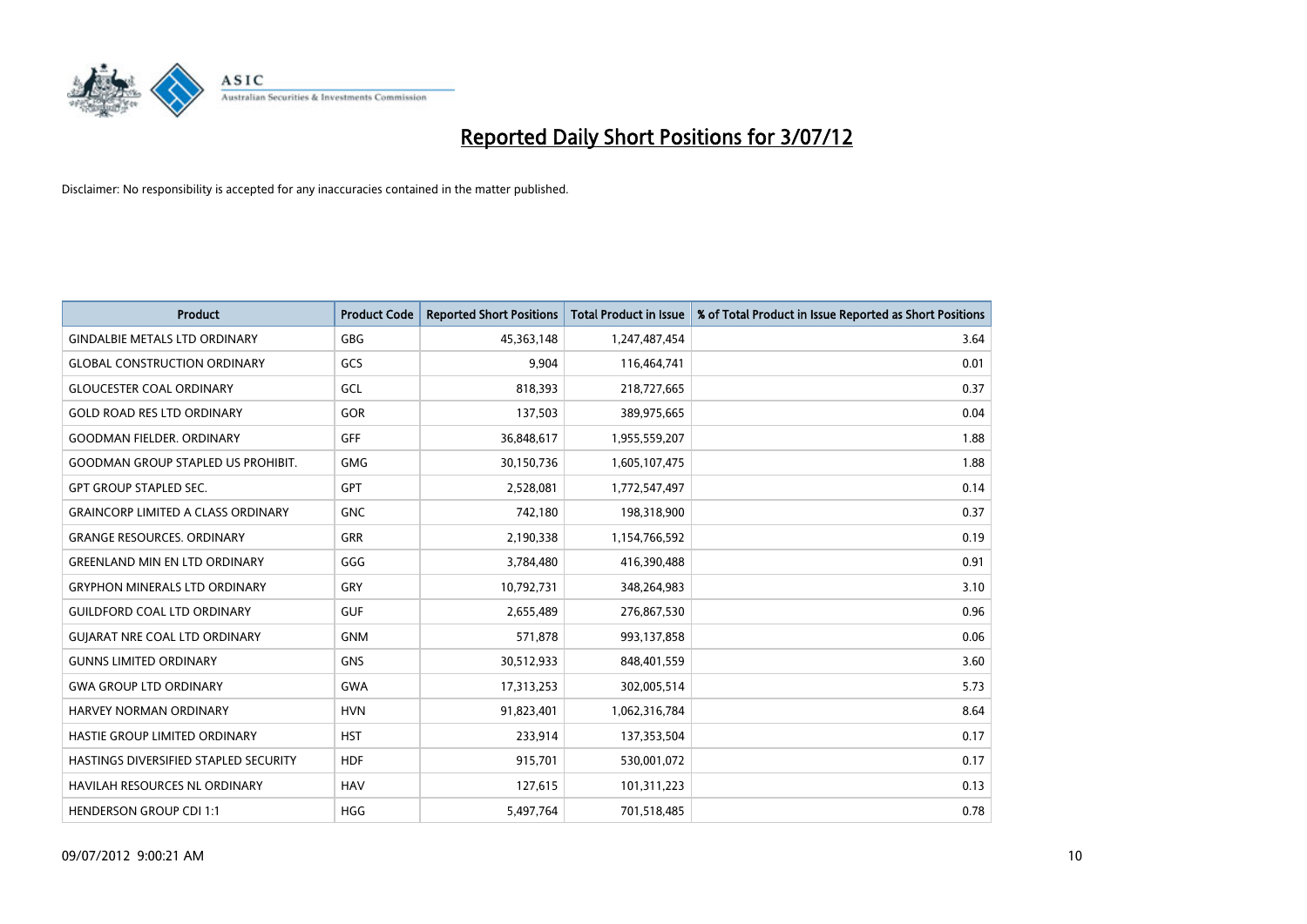# Reported Daily Short Positions for 3/07/12

Disclaimer: No responsibility is accepted for any inaccuracies contained in the matter published.

| Product | Product Code | Reported Short Positions | Total Product in Issue | % of Total Product in Issue Reported as Short Positions |
|---|---|---|---|---|
| GINDALBIE METALS LTD ORDINARY | GBG | 45,363,148 | 1,247,487,454 | 3.64 |
| GLOBAL CONSTRUCTION ORDINARY | GCS | 9,904 | 116,464,741 | 0.01 |
| GLOUCESTER COAL ORDINARY | GCL | 818,393 | 218,727,665 | 0.37 |
| GOLD ROAD RES LTD ORDINARY | GOR | 137,503 | 389,975,665 | 0.04 |
| GOODMAN FIELDER. ORDINARY | GFF | 36,848,617 | 1,955,559,207 | 1.88 |
| GOODMAN GROUP STAPLED US PROHIBIT. | GMG | 30,150,736 | 1,605,107,475 | 1.88 |
| GPT GROUP STAPLED SEC. | GPT | 2,528,081 | 1,772,547,497 | 0.14 |
| GRAINCORP LIMITED A CLASS ORDINARY | GNC | 742,180 | 198,318,900 | 0.37 |
| GRANGE RESOURCES. ORDINARY | GRR | 2,190,338 | 1,154,766,592 | 0.19 |
| GREENLAND MIN EN LTD ORDINARY | GGG | 3,784,480 | 416,390,488 | 0.91 |
| GRYPHON MINERALS LTD ORDINARY | GRY | 10,792,731 | 348,264,983 | 3.10 |
| GUILDFORD COAL LTD ORDINARY | GUF | 2,655,489 | 276,867,530 | 0.96 |
| GUJARAT NRE COAL LTD ORDINARY | GNM | 571,878 | 993,137,858 | 0.06 |
| GUNNS LIMITED ORDINARY | GNS | 30,512,933 | 848,401,559 | 3.60 |
| GWA GROUP LTD ORDINARY | GWA | 17,313,253 | 302,005,514 | 5.73 |
| HARVEY NORMAN ORDINARY | HVN | 91,823,401 | 1,062,316,784 | 8.64 |
| HASTIE GROUP LIMITED ORDINARY | HST | 233,914 | 137,353,504 | 0.17 |
| HASTINGS DIVERSIFIED STAPLED SECURITY | HDF | 915,701 | 530,001,072 | 0.17 |
| HAVILAH RESOURCES NL ORDINARY | HAV | 127,615 | 101,311,223 | 0.13 |
| HENDERSON GROUP CDI 1:1 | HGG | 5,497,764 | 701,518,485 | 0.78 |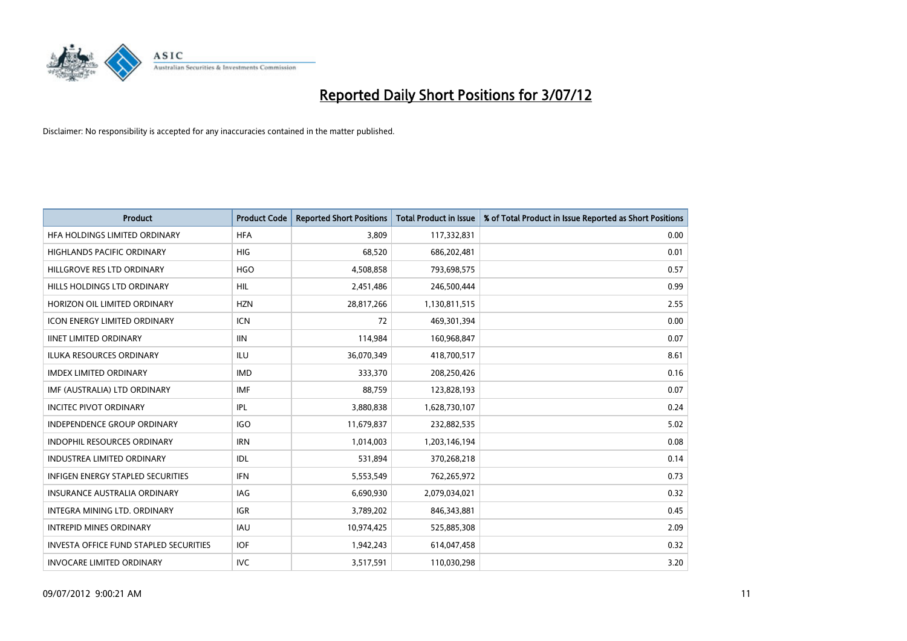# Reported Daily Short Positions for 3/07/12

Disclaimer: No responsibility is accepted for any inaccuracies contained in the matter published.

| Product | Product Code | Reported Short Positions | Total Product in Issue | % of Total Product in Issue Reported as Short Positions |
|---|---|---|---|---|
| HFA HOLDINGS LIMITED ORDINARY | HFA | 3,809 | 117,332,831 | 0.00 |
| HIGHLANDS PACIFIC ORDINARY | HIG | 68,520 | 686,202,481 | 0.01 |
| HILLGROVE RES LTD ORDINARY | HGO | 4,508,858 | 793,698,575 | 0.57 |
| HILLS HOLDINGS LTD ORDINARY | HIL | 2,451,486 | 246,500,444 | 0.99 |
| HORIZON OIL LIMITED ORDINARY | HZN | 28,817,266 | 1,130,811,515 | 2.55 |
| ICON ENERGY LIMITED ORDINARY | ICN | 72 | 469,301,394 | 0.00 |
| IINET LIMITED ORDINARY | IIN | 114,984 | 160,968,847 | 0.07 |
| ILUKA RESOURCES ORDINARY | ILU | 36,070,349 | 418,700,517 | 8.61 |
| IMDEX LIMITED ORDINARY | IMD | 333,370 | 208,250,426 | 0.16 |
| IMF (AUSTRALIA) LTD ORDINARY | IMF | 88,759 | 123,828,193 | 0.07 |
| INCITEC PIVOT ORDINARY | IPL | 3,880,838 | 1,628,730,107 | 0.24 |
| INDEPENDENCE GROUP ORDINARY | IGO | 11,679,837 | 232,882,535 | 5.02 |
| INDOPHIL RESOURCES ORDINARY | IRN | 1,014,003 | 1,203,146,194 | 0.08 |
| INDUSTREA LIMITED ORDINARY | IDL | 531,894 | 370,268,218 | 0.14 |
| INFIGEN ENERGY STAPLED SECURITIES | IFN | 5,553,549 | 762,265,972 | 0.73 |
| INSURANCE AUSTRALIA ORDINARY | IAG | 6,690,930 | 2,079,034,021 | 0.32 |
| INTEGRA MINING LTD. ORDINARY | IGR | 3,789,202 | 846,343,881 | 0.45 |
| INTREPID MINES ORDINARY | IAU | 10,974,425 | 525,885,308 | 2.09 |
| INVESTA OFFICE FUND STAPLED SECURITIES | IOF | 1,942,243 | 614,047,458 | 0.32 |
| INVOCARE LIMITED ORDINARY | IVC | 3,517,591 | 110,030,298 | 3.20 |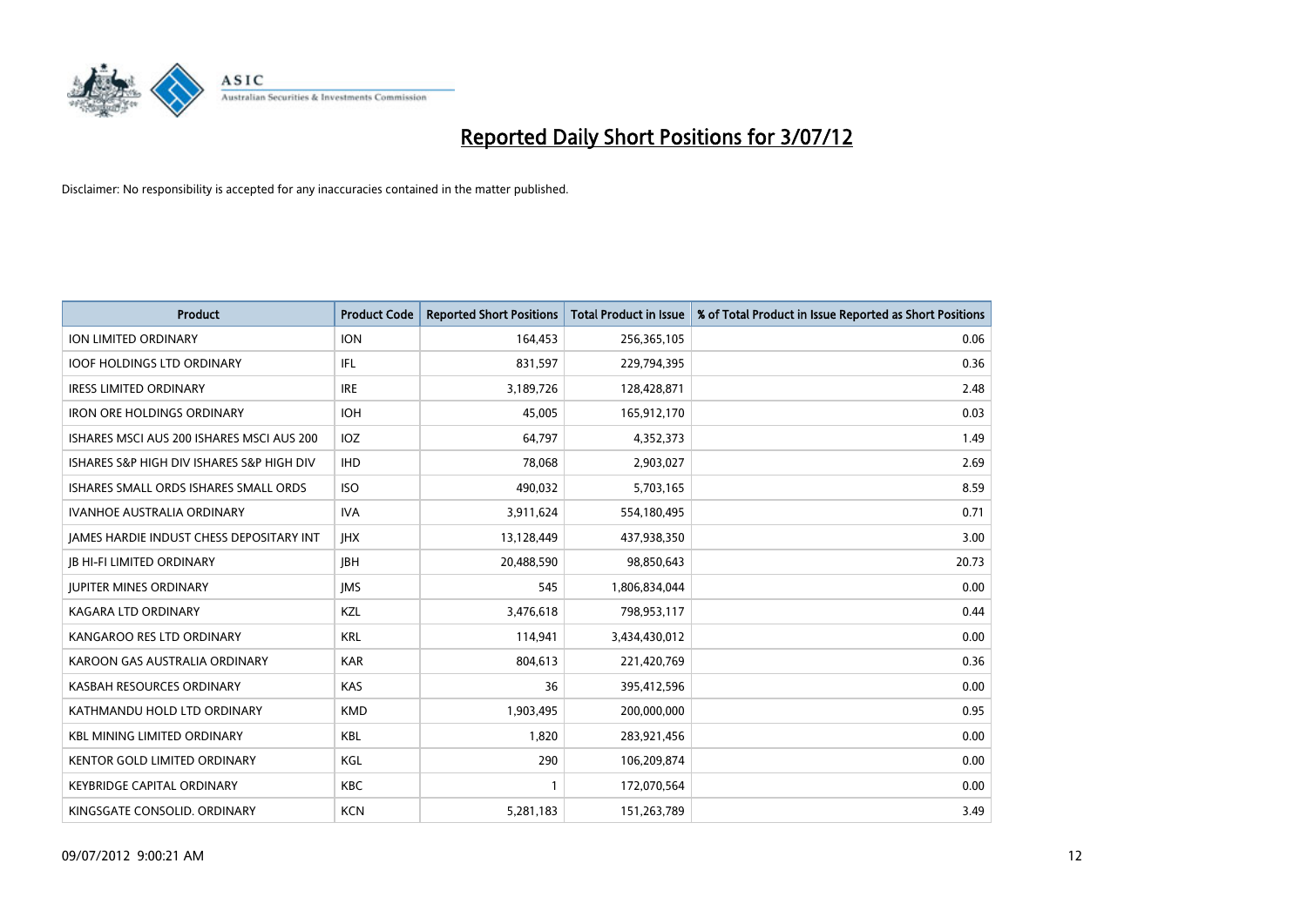# Reported Daily Short Positions for 3/07/12

Disclaimer: No responsibility is accepted for any inaccuracies contained in the matter published.

| Product | Product Code | Reported Short Positions | Total Product in Issue | % of Total Product in Issue Reported as Short Positions |
|---|---|---|---|---|
| ION LIMITED ORDINARY | ION | 164,453 | 256,365,105 | 0.06 |
| IOOF HOLDINGS LTD ORDINARY | IFL | 831,597 | 229,794,395 | 0.36 |
| IRESS LIMITED ORDINARY | IRE | 3,189,726 | 128,428,871 | 2.48 |
| IRON ORE HOLDINGS ORDINARY | IOH | 45,005 | 165,912,170 | 0.03 |
| ISHARES MSCI AUS 200 ISHARES MSCI AUS 200 | IOZ | 64,797 | 4,352,373 | 1.49 |
| ISHARES S&P HIGH DIV ISHARES S&P HIGH DIV | IHD | 78,068 | 2,903,027 | 2.69 |
| ISHARES SMALL ORDS ISHARES SMALL ORDS | ISO | 490,032 | 5,703,165 | 8.59 |
| IVANHOE AUSTRALIA ORDINARY | IVA | 3,911,624 | 554,180,495 | 0.71 |
| JAMES HARDIE INDUST CHESS DEPOSITARY INT | JHX | 13,128,449 | 437,938,350 | 3.00 |
| JB HI-FI LIMITED ORDINARY | JBH | 20,488,590 | 98,850,643 | 20.73 |
| JUPITER MINES ORDINARY | JMS | 545 | 1,806,834,044 | 0.00 |
| KAGARA LTD ORDINARY | KZL | 3,476,618 | 798,953,117 | 0.44 |
| KANGAROO RES LTD ORDINARY | KRL | 114,941 | 3,434,430,012 | 0.00 |
| KAROON GAS AUSTRALIA ORDINARY | KAR | 804,613 | 221,420,769 | 0.36 |
| KASBAH RESOURCES ORDINARY | KAS | 36 | 395,412,596 | 0.00 |
| KATHMANDU HOLD LTD ORDINARY | KMD | 1,903,495 | 200,000,000 | 0.95 |
| KBL MINING LIMITED ORDINARY | KBL | 1,820 | 283,921,456 | 0.00 |
| KENTOR GOLD LIMITED ORDINARY | KGL | 290 | 106,209,874 | 0.00 |
| KEYBRIDGE CAPITAL ORDINARY | KBC | 1 | 172,070,564 | 0.00 |
| KINGSGATE CONSOLID. ORDINARY | KCN | 5,281,183 | 151,263,789 | 3.49 |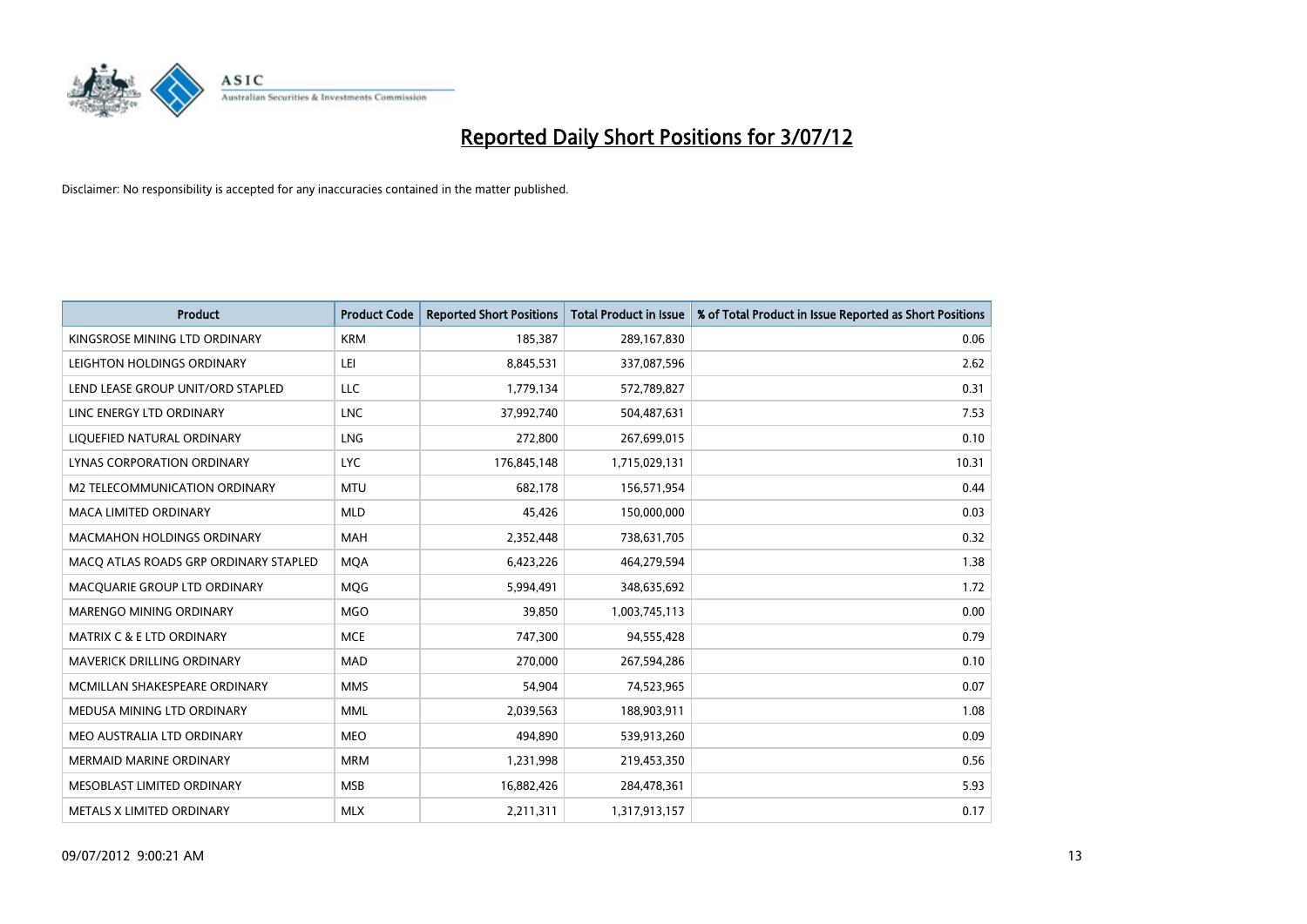# Reported Daily Short Positions for 3/07/12

Disclaimer: No responsibility is accepted for any inaccuracies contained in the matter published.

| Product | Product Code | Reported Short Positions | Total Product in Issue | % of Total Product in Issue Reported as Short Positions |
|---|---|---|---|---|
| KINGSROSE MINING LTD ORDINARY | KRM | 185,387 | 289,167,830 | 0.06 |
| LEIGHTON HOLDINGS ORDINARY | LEI | 8,845,531 | 337,087,596 | 2.62 |
| LEND LEASE GROUP UNIT/ORD STAPLED | LLC | 1,779,134 | 572,789,827 | 0.31 |
| LINC ENERGY LTD ORDINARY | LNC | 37,992,740 | 504,487,631 | 7.53 |
| LIQUEFIED NATURAL ORDINARY | LNG | 272,800 | 267,699,015 | 0.10 |
| LYNAS CORPORATION ORDINARY | LYC | 176,845,148 | 1,715,029,131 | 10.31 |
| M2 TELECOMMUNICATION ORDINARY | MTU | 682,178 | 156,571,954 | 0.44 |
| MACA LIMITED ORDINARY | MLD | 45,426 | 150,000,000 | 0.03 |
| MACMAHON HOLDINGS ORDINARY | MAH | 2,352,448 | 738,631,705 | 0.32 |
| MACQ ATLAS ROADS GRP ORDINARY STAPLED | MQA | 6,423,226 | 464,279,594 | 1.38 |
| MACQUARIE GROUP LTD ORDINARY | MQG | 5,994,491 | 348,635,692 | 1.72 |
| MARENGO MINING ORDINARY | MGO | 39,850 | 1,003,745,113 | 0.00 |
| MATRIX C & E LTD ORDINARY | MCE | 747,300 | 94,555,428 | 0.79 |
| MAVERICK DRILLING ORDINARY | MAD | 270,000 | 267,594,286 | 0.10 |
| MCMILLAN SHAKESPEARE ORDINARY | MMS | 54,904 | 74,523,965 | 0.07 |
| MEDUSA MINING LTD ORDINARY | MML | 2,039,563 | 188,903,911 | 1.08 |
| MEO AUSTRALIA LTD ORDINARY | MEO | 494,890 | 539,913,260 | 0.09 |
| MERMAID MARINE ORDINARY | MRM | 1,231,998 | 219,453,350 | 0.56 |
| MESOBLAST LIMITED ORDINARY | MSB | 16,882,426 | 284,478,361 | 5.93 |
| METALS X LIMITED ORDINARY | MLX | 2,211,311 | 1,317,913,157 | 0.17 |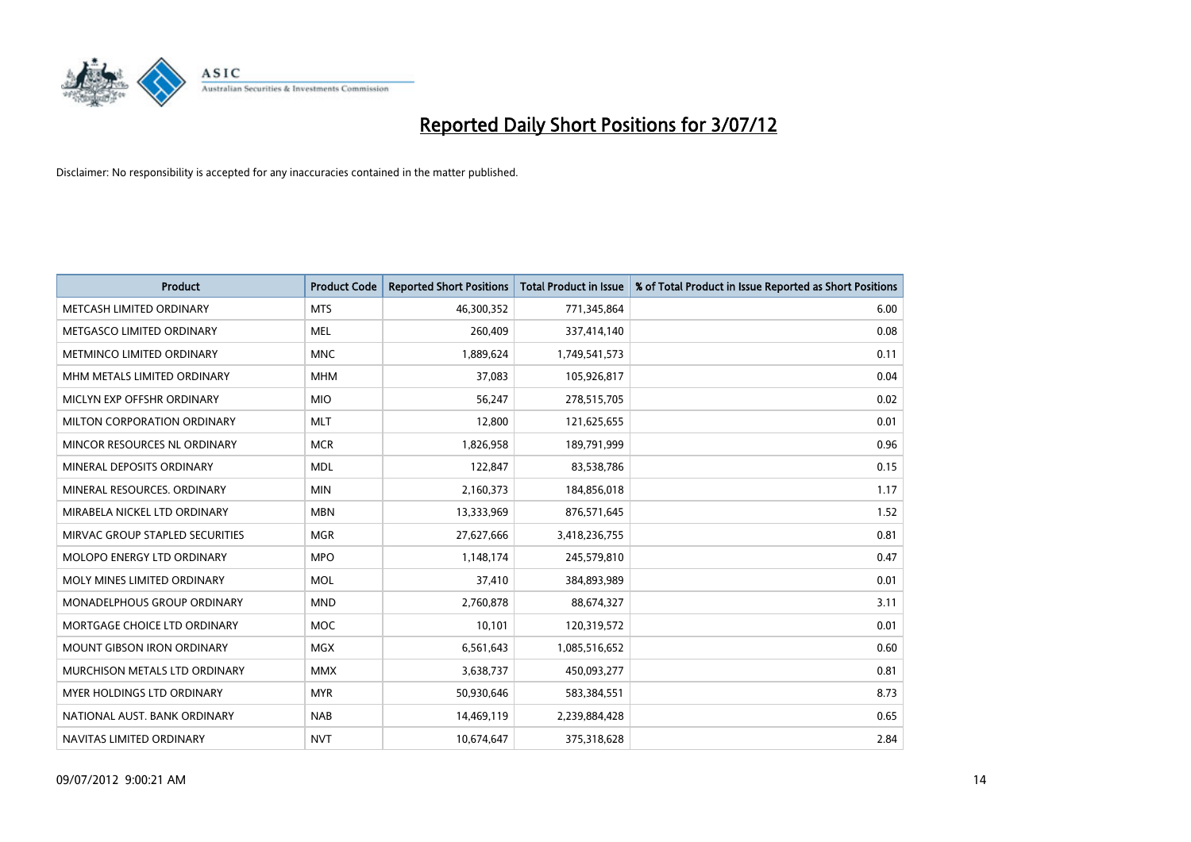# Reported Daily Short Positions for 3/07/12

Disclaimer: No responsibility is accepted for any inaccuracies contained in the matter published.

| Product | Product Code | Reported Short Positions | Total Product in Issue | % of Total Product in Issue Reported as Short Positions |
|---|---|---|---|---|
| METCASH LIMITED ORDINARY | MTS | 46,300,352 | 771,345,864 | 6.00 |
| METGASCO LIMITED ORDINARY | MEL | 260,409 | 337,414,140 | 0.08 |
| METMINCO LIMITED ORDINARY | MNC | 1,889,624 | 1,749,541,573 | 0.11 |
| MHM METALS LIMITED ORDINARY | MHM | 37,083 | 105,926,817 | 0.04 |
| MICLYN EXP OFFSHR ORDINARY | MIO | 56,247 | 278,515,705 | 0.02 |
| MILTON CORPORATION ORDINARY | MLT | 12,800 | 121,625,655 | 0.01 |
| MINCOR RESOURCES NL ORDINARY | MCR | 1,826,958 | 189,791,999 | 0.96 |
| MINERAL DEPOSITS ORDINARY | MDL | 122,847 | 83,538,786 | 0.15 |
| MINERAL RESOURCES. ORDINARY | MIN | 2,160,373 | 184,856,018 | 1.17 |
| MIRABELA NICKEL LTD ORDINARY | MBN | 13,333,969 | 876,571,645 | 1.52 |
| MIRVAC GROUP STAPLED SECURITIES | MGR | 27,627,666 | 3,418,236,755 | 0.81 |
| MOLOPO ENERGY LTD ORDINARY | MPO | 1,148,174 | 245,579,810 | 0.47 |
| MOLY MINES LIMITED ORDINARY | MOL | 37,410 | 384,893,989 | 0.01 |
| MONADELPHOUS GROUP ORDINARY | MND | 2,760,878 | 88,674,327 | 3.11 |
| MORTGAGE CHOICE LTD ORDINARY | MOC | 10,101 | 120,319,572 | 0.01 |
| MOUNT GIBSON IRON ORDINARY | MGX | 6,561,643 | 1,085,516,652 | 0.60 |
| MURCHISON METALS LTD ORDINARY | MMX | 3,638,737 | 450,093,277 | 0.81 |
| MYER HOLDINGS LTD ORDINARY | MYR | 50,930,646 | 583,384,551 | 8.73 |
| NATIONAL AUST. BANK ORDINARY | NAB | 14,469,119 | 2,239,884,428 | 0.65 |
| NAVITAS LIMITED ORDINARY | NVT | 10,674,647 | 375,318,628 | 2.84 |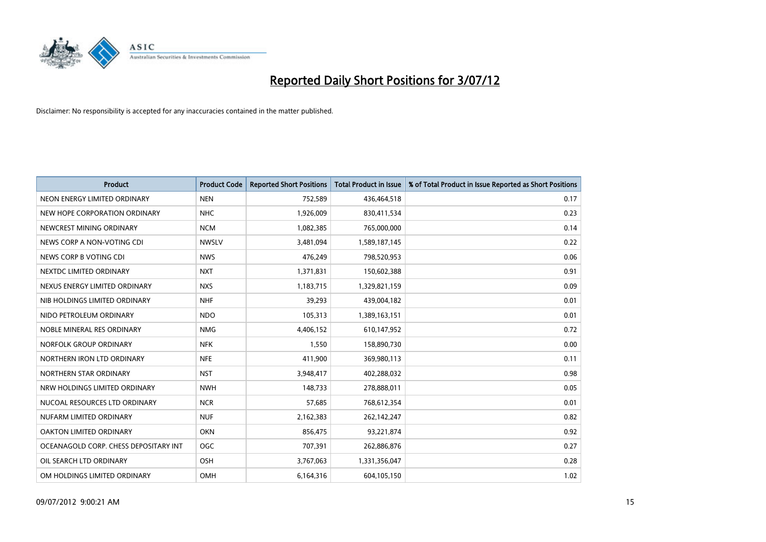# Reported Daily Short Positions for 3/07/12

Disclaimer: No responsibility is accepted for any inaccuracies contained in the matter published.

| Product | Product Code | Reported Short Positions | Total Product in Issue | % of Total Product in Issue Reported as Short Positions |
|---|---|---|---|---|
| NEON ENERGY LIMITED ORDINARY | NEN | 752,589 | 436,464,518 | 0.17 |
| NEW HOPE CORPORATION ORDINARY | NHC | 1,926,009 | 830,411,534 | 0.23 |
| NEWCREST MINING ORDINARY | NCM | 1,082,385 | 765,000,000 | 0.14 |
| NEWS CORP A NON-VOTING CDI | NWSLV | 3,481,094 | 1,589,187,145 | 0.22 |
| NEWS CORP B VOTING CDI | NWS | 476,249 | 798,520,953 | 0.06 |
| NEXTDC LIMITED ORDINARY | NXT | 1,371,831 | 150,602,388 | 0.91 |
| NEXUS ENERGY LIMITED ORDINARY | NXS | 1,183,715 | 1,329,821,159 | 0.09 |
| NIB HOLDINGS LIMITED ORDINARY | NHF | 39,293 | 439,004,182 | 0.01 |
| NIDO PETROLEUM ORDINARY | NDO | 105,313 | 1,389,163,151 | 0.01 |
| NOBLE MINERAL RES ORDINARY | NMG | 4,406,152 | 610,147,952 | 0.72 |
| NORFOLK GROUP ORDINARY | NFK | 1,550 | 158,890,730 | 0.00 |
| NORTHERN IRON LTD ORDINARY | NFE | 411,900 | 369,980,113 | 0.11 |
| NORTHERN STAR ORDINARY | NST | 3,948,417 | 402,288,032 | 0.98 |
| NRW HOLDINGS LIMITED ORDINARY | NWH | 148,733 | 278,888,011 | 0.05 |
| NUCOAL RESOURCES LTD ORDINARY | NCR | 57,685 | 768,612,354 | 0.01 |
| NUFARM LIMITED ORDINARY | NUF | 2,162,383 | 262,142,247 | 0.82 |
| OAKTON LIMITED ORDINARY | OKN | 856,475 | 93,221,874 | 0.92 |
| OCEANAGOLD CORP. CHESS DEPOSITARY INT | OGC | 707,391 | 262,886,876 | 0.27 |
| OIL SEARCH LTD ORDINARY | OSH | 3,767,063 | 1,331,356,047 | 0.28 |
| OM HOLDINGS LIMITED ORDINARY | OMH | 6,164,316 | 604,105,150 | 1.02 |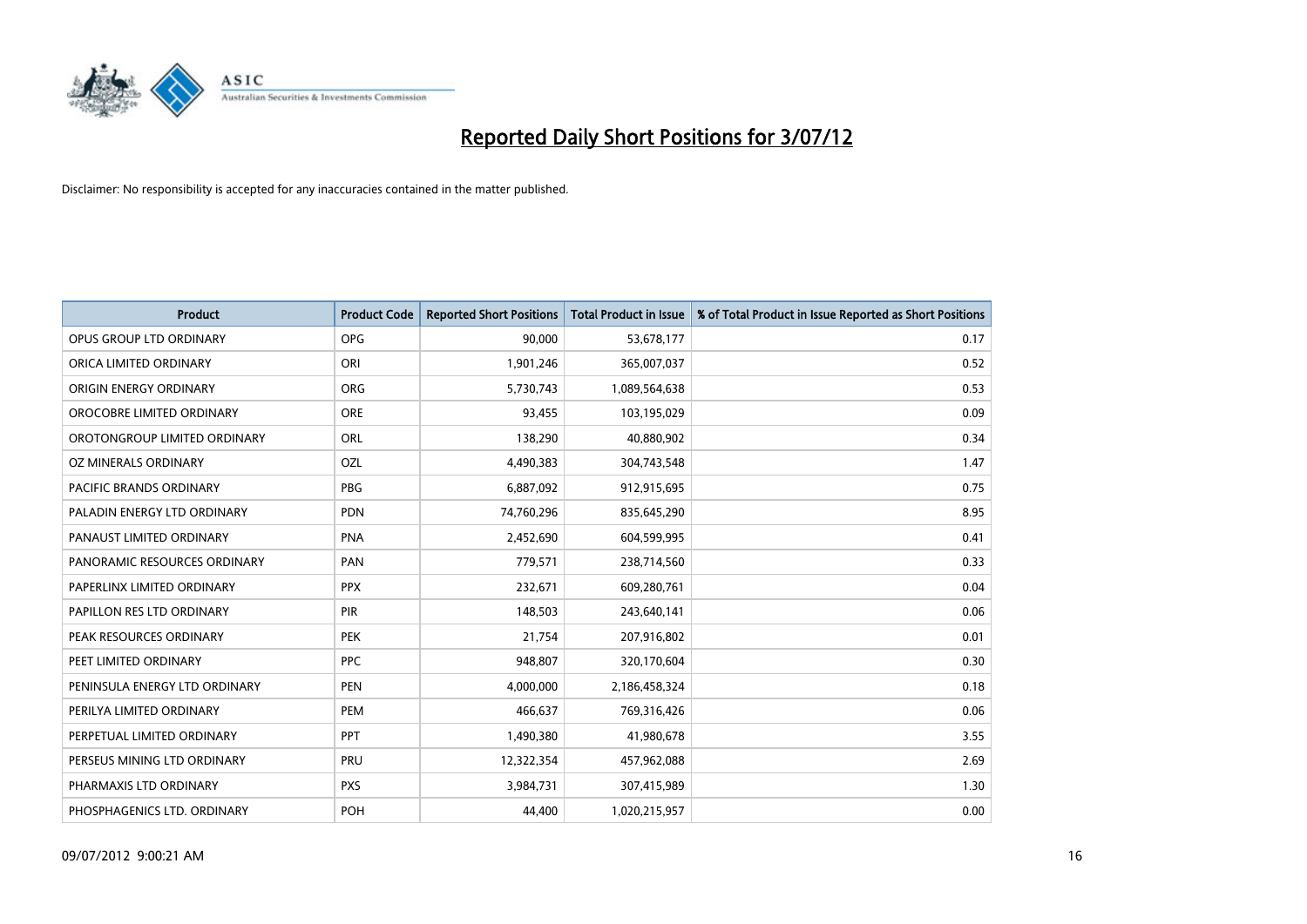# Reported Daily Short Positions for 3/07/12

Disclaimer: No responsibility is accepted for any inaccuracies contained in the matter published.

| Product | Product Code | Reported Short Positions | Total Product in Issue | % of Total Product in Issue Reported as Short Positions |
|---|---|---|---|---|
| OPUS GROUP LTD ORDINARY | OPG | 90,000 | 53,678,177 | 0.17 |
| ORICA LIMITED ORDINARY | ORI | 1,901,246 | 365,007,037 | 0.52 |
| ORIGIN ENERGY ORDINARY | ORG | 5,730,743 | 1,089,564,638 | 0.53 |
| OROCOBRE LIMITED ORDINARY | ORE | 93,455 | 103,195,029 | 0.09 |
| OROTONGROUP LIMITED ORDINARY | ORL | 138,290 | 40,880,902 | 0.34 |
| OZ MINERALS ORDINARY | OZL | 4,490,383 | 304,743,548 | 1.47 |
| PACIFIC BRANDS ORDINARY | PBG | 6,887,092 | 912,915,695 | 0.75 |
| PALADIN ENERGY LTD ORDINARY | PDN | 74,760,296 | 835,645,290 | 8.95 |
| PANAUST LIMITED ORDINARY | PNA | 2,452,690 | 604,599,995 | 0.41 |
| PANORAMIC RESOURCES ORDINARY | PAN | 779,571 | 238,714,560 | 0.33 |
| PAPERLINX LIMITED ORDINARY | PPX | 232,671 | 609,280,761 | 0.04 |
| PAPILLON RES LTD ORDINARY | PIR | 148,503 | 243,640,141 | 0.06 |
| PEAK RESOURCES ORDINARY | PEK | 21,754 | 207,916,802 | 0.01 |
| PEET LIMITED ORDINARY | PPC | 948,807 | 320,170,604 | 0.30 |
| PENINSULA ENERGY LTD ORDINARY | PEN | 4,000,000 | 2,186,458,324 | 0.18 |
| PERILYA LIMITED ORDINARY | PEM | 466,637 | 769,316,426 | 0.06 |
| PERPETUAL LIMITED ORDINARY | PPT | 1,490,380 | 41,980,678 | 3.55 |
| PERSEUS MINING LTD ORDINARY | PRU | 12,322,354 | 457,962,088 | 2.69 |
| PHARMAXIS LTD ORDINARY | PXS | 3,984,731 | 307,415,989 | 1.30 |
| PHOSPHAGENICS LTD. ORDINARY | POH | 44,400 | 1,020,215,957 | 0.00 |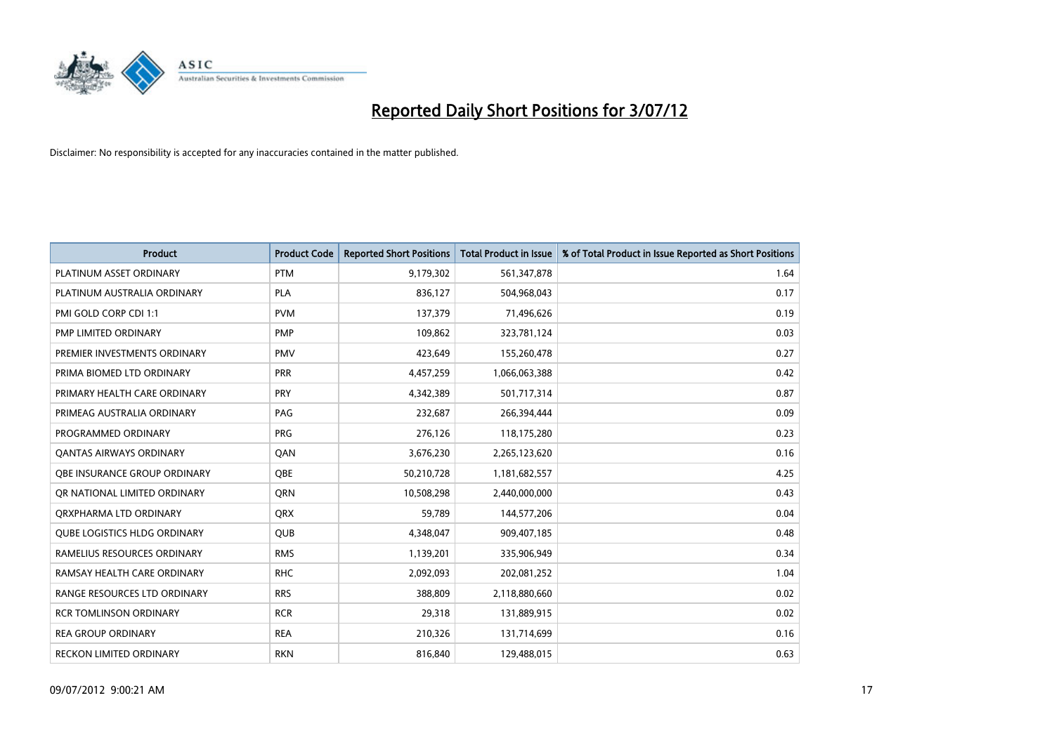# Reported Daily Short Positions for 3/07/12

Disclaimer: No responsibility is accepted for any inaccuracies contained in the matter published.

| Product | Product Code | Reported Short Positions | Total Product in Issue | % of Total Product in Issue Reported as Short Positions |
|---|---|---|---|---|
| PLATINUM ASSET ORDINARY | PTM | 9,179,302 | 561,347,878 | 1.64 |
| PLATINUM AUSTRALIA ORDINARY | PLA | 836,127 | 504,968,043 | 0.17 |
| PMI GOLD CORP CDI 1:1 | PVM | 137,379 | 71,496,626 | 0.19 |
| PMP LIMITED ORDINARY | PMP | 109,862 | 323,781,124 | 0.03 |
| PREMIER INVESTMENTS ORDINARY | PMV | 423,649 | 155,260,478 | 0.27 |
| PRIMA BIOMED LTD ORDINARY | PRR | 4,457,259 | 1,066,063,388 | 0.42 |
| PRIMARY HEALTH CARE ORDINARY | PRY | 4,342,389 | 501,717,314 | 0.87 |
| PRIMEAG AUSTRALIA ORDINARY | PAG | 232,687 | 266,394,444 | 0.09 |
| PROGRAMMED ORDINARY | PRG | 276,126 | 118,175,280 | 0.23 |
| QANTAS AIRWAYS ORDINARY | QAN | 3,676,230 | 2,265,123,620 | 0.16 |
| QBE INSURANCE GROUP ORDINARY | QBE | 50,210,728 | 1,181,682,557 | 4.25 |
| QR NATIONAL LIMITED ORDINARY | QRN | 10,508,298 | 2,440,000,000 | 0.43 |
| QRXPHARMA LTD ORDINARY | QRX | 59,789 | 144,577,206 | 0.04 |
| QUBE LOGISTICS HLDG ORDINARY | QUB | 4,348,047 | 909,407,185 | 0.48 |
| RAMELIUS RESOURCES ORDINARY | RMS | 1,139,201 | 335,906,949 | 0.34 |
| RAMSAY HEALTH CARE ORDINARY | RHC | 2,092,093 | 202,081,252 | 1.04 |
| RANGE RESOURCES LTD ORDINARY | RRS | 388,809 | 2,118,880,660 | 0.02 |
| RCR TOMLINSON ORDINARY | RCR | 29,318 | 131,889,915 | 0.02 |
| REA GROUP ORDINARY | REA | 210,326 | 131,714,699 | 0.16 |
| RECKON LIMITED ORDINARY | RKN | 816,840 | 129,488,015 | 0.63 |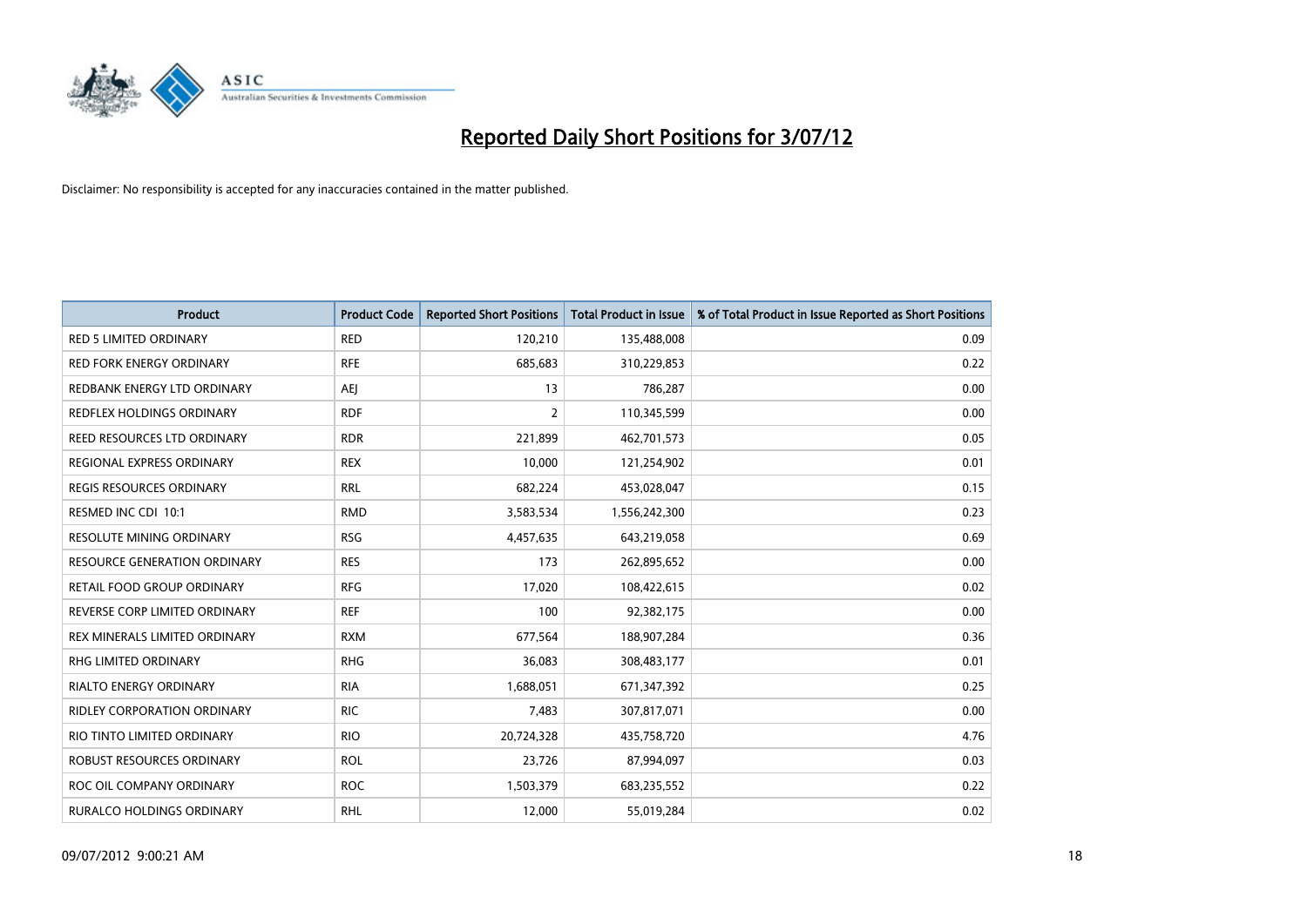# Reported Daily Short Positions for 3/07/12

Disclaimer: No responsibility is accepted for any inaccuracies contained in the matter published.

| Product | Product Code | Reported Short Positions | Total Product in Issue | % of Total Product in Issue Reported as Short Positions |
|---|---|---|---|---|
| RED 5 LIMITED ORDINARY | RED | 120,210 | 135,488,008 | 0.09 |
| RED FORK ENERGY ORDINARY | RFE | 685,683 | 310,229,853 | 0.22 |
| REDBANK ENERGY LTD ORDINARY | AEJ | 13 | 786,287 | 0.00 |
| REDFLEX HOLDINGS ORDINARY | RDF | 2 | 110,345,599 | 0.00 |
| REED RESOURCES LTD ORDINARY | RDR | 221,899 | 462,701,573 | 0.05 |
| REGIONAL EXPRESS ORDINARY | REX | 10,000 | 121,254,902 | 0.01 |
| REGIS RESOURCES ORDINARY | RRL | 682,224 | 453,028,047 | 0.15 |
| RESMED INC CDI 10:1 | RMD | 3,583,534 | 1,556,242,300 | 0.23 |
| RESOLUTE MINING ORDINARY | RSG | 4,457,635 | 643,219,058 | 0.69 |
| RESOURCE GENERATION ORDINARY | RES | 173 | 262,895,652 | 0.00 |
| RETAIL FOOD GROUP ORDINARY | RFG | 17,020 | 108,422,615 | 0.02 |
| REVERSE CORP LIMITED ORDINARY | REF | 100 | 92,382,175 | 0.00 |
| REX MINERALS LIMITED ORDINARY | RXM | 677,564 | 188,907,284 | 0.36 |
| RHG LIMITED ORDINARY | RHG | 36,083 | 308,483,177 | 0.01 |
| RIALTO ENERGY ORDINARY | RIA | 1,688,051 | 671,347,392 | 0.25 |
| RIDLEY CORPORATION ORDINARY | RIC | 7,483 | 307,817,071 | 0.00 |
| RIO TINTO LIMITED ORDINARY | RIO | 20,724,328 | 435,758,720 | 4.76 |
| ROBUST RESOURCES ORDINARY | ROL | 23,726 | 87,994,097 | 0.03 |
| ROC OIL COMPANY ORDINARY | ROC | 1,503,379 | 683,235,552 | 0.22 |
| RURALCO HOLDINGS ORDINARY | RHL | 12,000 | 55,019,284 | 0.02 |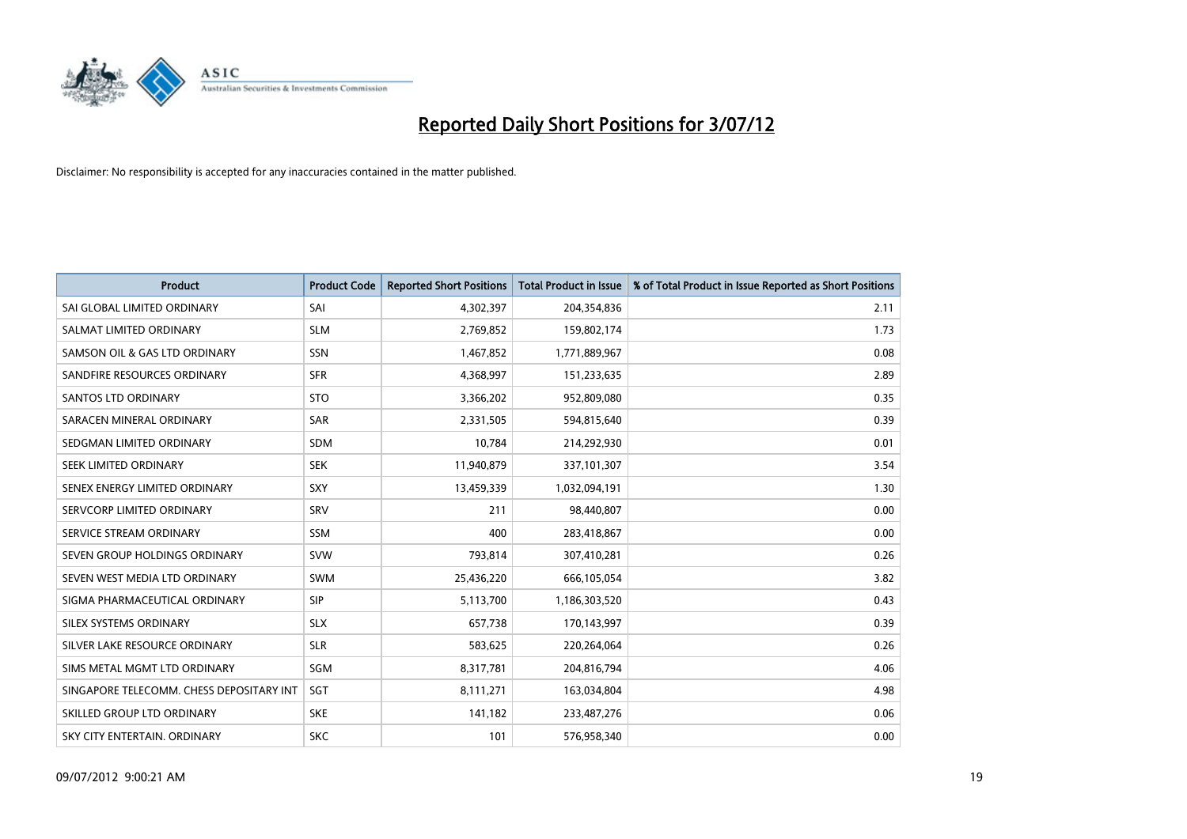# Reported Daily Short Positions for 3/07/12

Disclaimer: No responsibility is accepted for any inaccuracies contained in the matter published.

| Product | Product Code | Reported Short Positions | Total Product in Issue | % of Total Product in Issue Reported as Short Positions |
|---|---|---|---|---|
| SAI GLOBAL LIMITED ORDINARY | SAI | 4,302,397 | 204,354,836 | 2.11 |
| SALMAT LIMITED ORDINARY | SLM | 2,769,852 | 159,802,174 | 1.73 |
| SAMSON OIL & GAS LTD ORDINARY | SSN | 1,467,852 | 1,771,889,967 | 0.08 |
| SANDFIRE RESOURCES ORDINARY | SFR | 4,368,997 | 151,233,635 | 2.89 |
| SANTOS LTD ORDINARY | STO | 3,366,202 | 952,809,080 | 0.35 |
| SARACEN MINERAL ORDINARY | SAR | 2,331,505 | 594,815,640 | 0.39 |
| SEDGMAN LIMITED ORDINARY | SDM | 10,784 | 214,292,930 | 0.01 |
| SEEK LIMITED ORDINARY | SEK | 11,940,879 | 337,101,307 | 3.54 |
| SENEX ENERGY LIMITED ORDINARY | SXY | 13,459,339 | 1,032,094,191 | 1.30 |
| SERVCORP LIMITED ORDINARY | SRV | 211 | 98,440,807 | 0.00 |
| SERVICE STREAM ORDINARY | SSM | 400 | 283,418,867 | 0.00 |
| SEVEN GROUP HOLDINGS ORDINARY | SVW | 793,814 | 307,410,281 | 0.26 |
| SEVEN WEST MEDIA LTD ORDINARY | SWM | 25,436,220 | 666,105,054 | 3.82 |
| SIGMA PHARMACEUTICAL ORDINARY | SIP | 5,113,700 | 1,186,303,520 | 0.43 |
| SILEX SYSTEMS ORDINARY | SLX | 657,738 | 170,143,997 | 0.39 |
| SILVER LAKE RESOURCE ORDINARY | SLR | 583,625 | 220,264,064 | 0.26 |
| SIMS METAL MGMT LTD ORDINARY | SGM | 8,317,781 | 204,816,794 | 4.06 |
| SINGAPORE TELECOMM. CHESS DEPOSITARY INT | SGT | 8,111,271 | 163,034,804 | 4.98 |
| SKILLED GROUP LTD ORDINARY | SKE | 141,182 | 233,487,276 | 0.06 |
| SKY CITY ENTERTAIN. ORDINARY | SKC | 101 | 576,958,340 | 0.00 |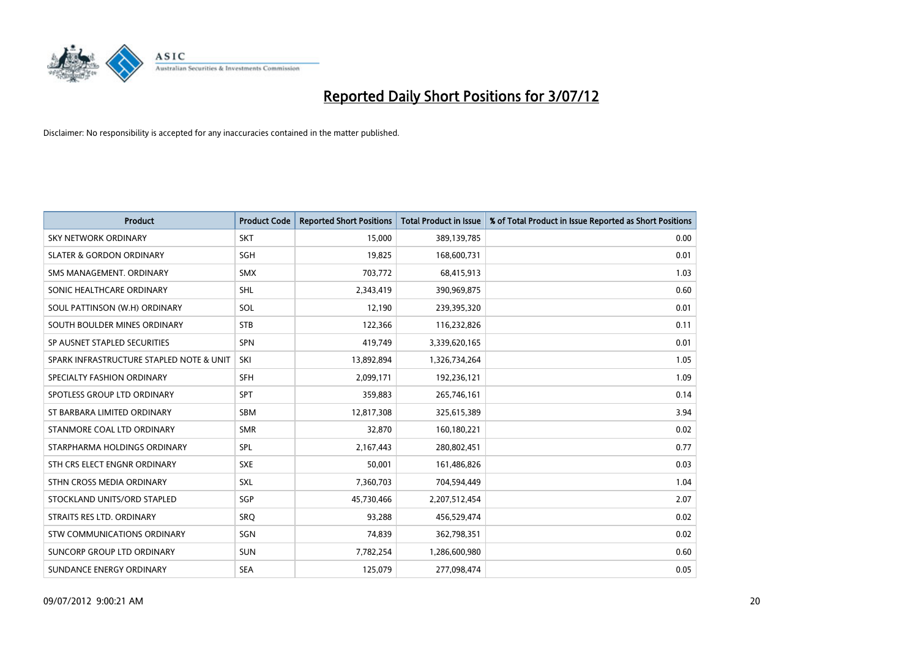# Reported Daily Short Positions for 3/07/12

Disclaimer: No responsibility is accepted for any inaccuracies contained in the matter published.

| Product | Product Code | Reported Short Positions | Total Product in Issue | % of Total Product in Issue Reported as Short Positions |
|---|---|---|---|---|
| SKY NETWORK ORDINARY | SKT | 15,000 | 389,139,785 | 0.00 |
| SLATER & GORDON ORDINARY | SGH | 19,825 | 168,600,731 | 0.01 |
| SMS MANAGEMENT. ORDINARY | SMX | 703,772 | 68,415,913 | 1.03 |
| SONIC HEALTHCARE ORDINARY | SHL | 2,343,419 | 390,969,875 | 0.60 |
| SOUL PATTINSON (W.H) ORDINARY | SOL | 12,190 | 239,395,320 | 0.01 |
| SOUTH BOULDER MINES ORDINARY | STB | 122,366 | 116,232,826 | 0.11 |
| SP AUSNET STAPLED SECURITIES | SPN | 419,749 | 3,339,620,165 | 0.01 |
| SPARK INFRASTRUCTURE STAPLED NOTE & UNIT | SKI | 13,892,894 | 1,326,734,264 | 1.05 |
| SPECIALTY FASHION ORDINARY | SFH | 2,099,171 | 192,236,121 | 1.09 |
| SPOTLESS GROUP LTD ORDINARY | SPT | 359,883 | 265,746,161 | 0.14 |
| ST BARBARA LIMITED ORDINARY | SBM | 12,817,308 | 325,615,389 | 3.94 |
| STANMORE COAL LTD ORDINARY | SMR | 32,870 | 160,180,221 | 0.02 |
| STARPHARMA HOLDINGS ORDINARY | SPL | 2,167,443 | 280,802,451 | 0.77 |
| STH CRS ELECT ENGNR ORDINARY | SXE | 50,001 | 161,486,826 | 0.03 |
| STHN CROSS MEDIA ORDINARY | SXL | 7,360,703 | 704,594,449 | 1.04 |
| STOCKLAND UNITS/ORD STAPLED | SGP | 45,730,466 | 2,207,512,454 | 2.07 |
| STRAITS RES LTD. ORDINARY | SRQ | 93,288 | 456,529,474 | 0.02 |
| STW COMMUNICATIONS ORDINARY | SGN | 74,839 | 362,798,351 | 0.02 |
| SUNCORP GROUP LTD ORDINARY | SUN | 7,782,254 | 1,286,600,980 | 0.60 |
| SUNDANCE ENERGY ORDINARY | SEA | 125,079 | 277,098,474 | 0.05 |

09/07/2012 9:00:21 AM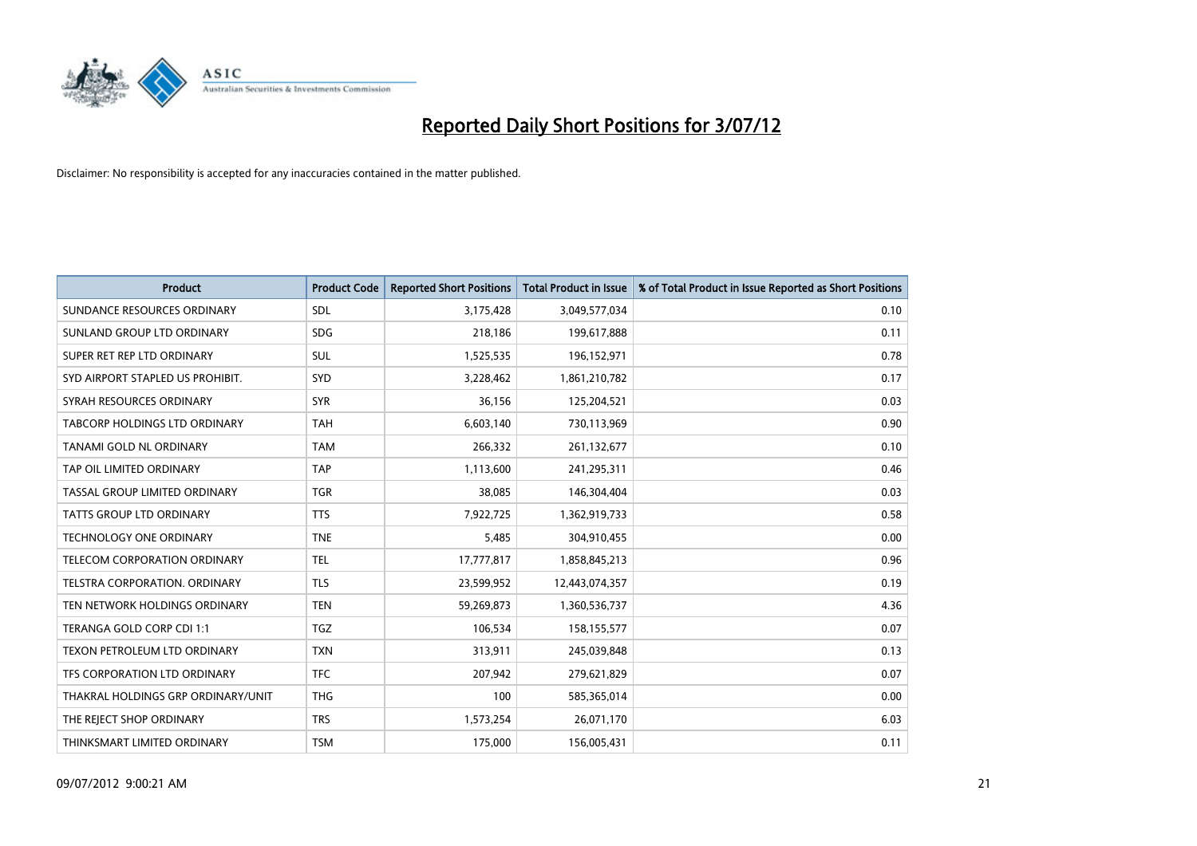# Reported Daily Short Positions for 3/07/12

Disclaimer: No responsibility is accepted for any inaccuracies contained in the matter published.

| Product | Product Code | Reported Short Positions | Total Product in Issue | % of Total Product in Issue Reported as Short Positions |
|---|---|---|---|---|
| SUNDANCE RESOURCES ORDINARY | SDL | 3,175,428 | 3,049,577,034 | 0.10 |
| SUNLAND GROUP LTD ORDINARY | SDG | 218,186 | 199,617,888 | 0.11 |
| SUPER RET REP LTD ORDINARY | SUL | 1,525,535 | 196,152,971 | 0.78 |
| SYD AIRPORT STAPLED US PROHIBIT. | SYD | 3,228,462 | 1,861,210,782 | 0.17 |
| SYRAH RESOURCES ORDINARY | SYR | 36,156 | 125,204,521 | 0.03 |
| TABCORP HOLDINGS LTD ORDINARY | TAH | 6,603,140 | 730,113,969 | 0.90 |
| TANAMI GOLD NL ORDINARY | TAM | 266,332 | 261,132,677 | 0.10 |
| TAP OIL LIMITED ORDINARY | TAP | 1,113,600 | 241,295,311 | 0.46 |
| TASSAL GROUP LIMITED ORDINARY | TGR | 38,085 | 146,304,404 | 0.03 |
| TATTS GROUP LTD ORDINARY | TTS | 7,922,725 | 1,362,919,733 | 0.58 |
| TECHNOLOGY ONE ORDINARY | TNE | 5,485 | 304,910,455 | 0.00 |
| TELECOM CORPORATION ORDINARY | TEL | 17,777,817 | 1,858,845,213 | 0.96 |
| TELSTRA CORPORATION. ORDINARY | TLS | 23,599,952 | 12,443,074,357 | 0.19 |
| TEN NETWORK HOLDINGS ORDINARY | TEN | 59,269,873 | 1,360,536,737 | 4.36 |
| TERANGA GOLD CORP CDI 1:1 | TGZ | 106,534 | 158,155,577 | 0.07 |
| TEXON PETROLEUM LTD ORDINARY | TXN | 313,911 | 245,039,848 | 0.13 |
| TFS CORPORATION LTD ORDINARY | TFC | 207,942 | 279,621,829 | 0.07 |
| THAKRAL HOLDINGS GRP ORDINARY/UNIT | THG | 100 | 585,365,014 | 0.00 |
| THE REJECT SHOP ORDINARY | TRS | 1,573,254 | 26,071,170 | 6.03 |
| THINKSMART LIMITED ORDINARY | TSM | 175,000 | 156,005,431 | 0.11 |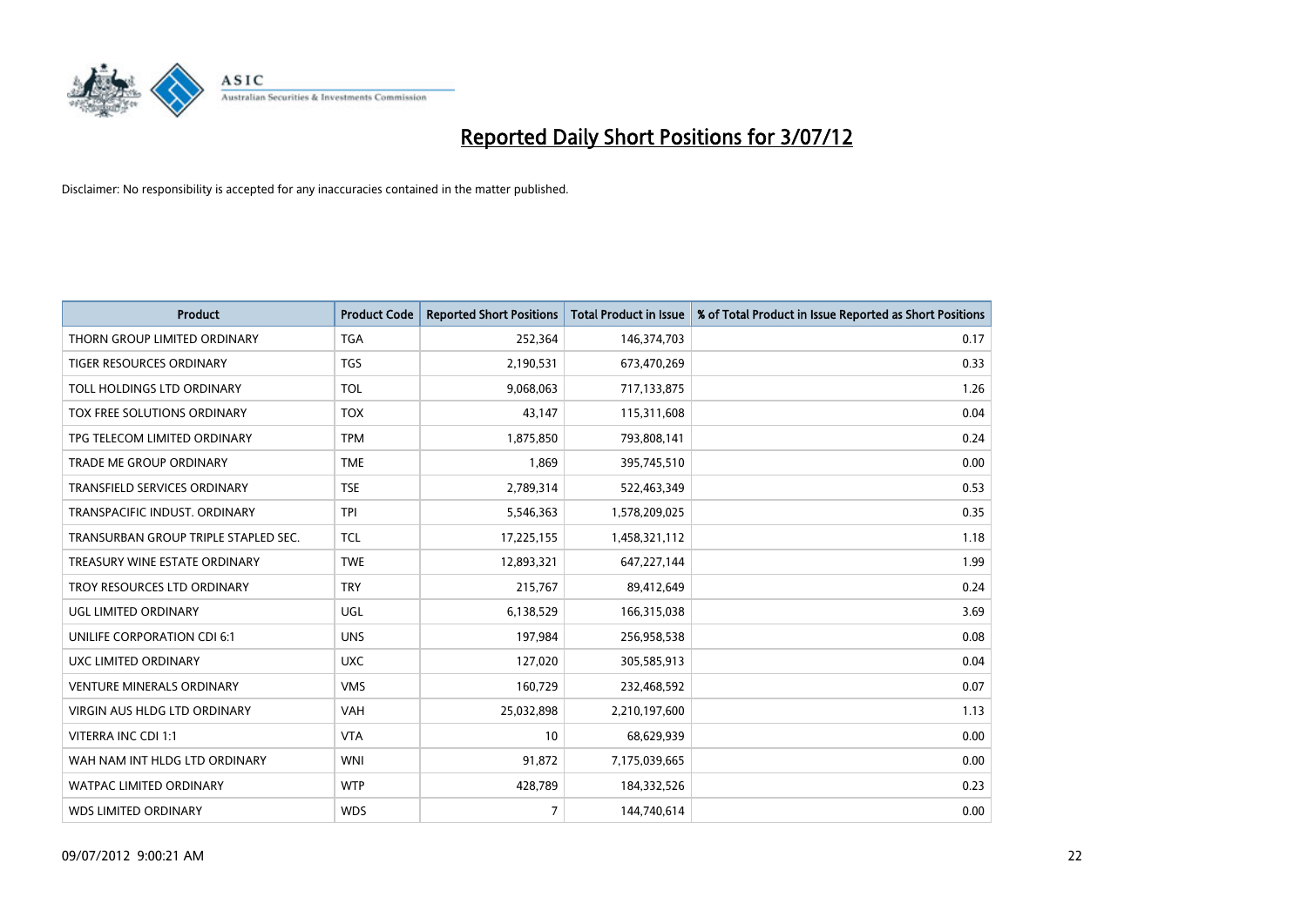# Reported Daily Short Positions for 3/07/12

Disclaimer: No responsibility is accepted for any inaccuracies contained in the matter published.

| Product | Product Code | Reported Short Positions | Total Product in Issue | % of Total Product in Issue Reported as Short Positions |
|---|---|---|---|---|
| THORN GROUP LIMITED ORDINARY | TGA | 252,364 | 146,374,703 | 0.17 |
| TIGER RESOURCES ORDINARY | TGS | 2,190,531 | 673,470,269 | 0.33 |
| TOLL HOLDINGS LTD ORDINARY | TOL | 9,068,063 | 717,133,875 | 1.26 |
| TOX FREE SOLUTIONS ORDINARY | TOX | 43,147 | 115,311,608 | 0.04 |
| TPG TELECOM LIMITED ORDINARY | TPM | 1,875,850 | 793,808,141 | 0.24 |
| TRADE ME GROUP ORDINARY | TME | 1,869 | 395,745,510 | 0.00 |
| TRANSFIELD SERVICES ORDINARY | TSE | 2,789,314 | 522,463,349 | 0.53 |
| TRANSPACIFIC INDUST. ORDINARY | TPI | 5,546,363 | 1,578,209,025 | 0.35 |
| TRANSURBAN GROUP TRIPLE STAPLED SEC. | TCL | 17,225,155 | 1,458,321,112 | 1.18 |
| TREASURY WINE ESTATE ORDINARY | TWE | 12,893,321 | 647,227,144 | 1.99 |
| TROY RESOURCES LTD ORDINARY | TRY | 215,767 | 89,412,649 | 0.24 |
| UGL LIMITED ORDINARY | UGL | 6,138,529 | 166,315,038 | 3.69 |
| UNILIFE CORPORATION CDI 6:1 | UNS | 197,984 | 256,958,538 | 0.08 |
| UXC LIMITED ORDINARY | UXC | 127,020 | 305,585,913 | 0.04 |
| VENTURE MINERALS ORDINARY | VMS | 160,729 | 232,468,592 | 0.07 |
| VIRGIN AUS HLDG LTD ORDINARY | VAH | 25,032,898 | 2,210,197,600 | 1.13 |
| VITERRA INC CDI 1:1 | VTA | 10 | 68,629,939 | 0.00 |
| WAH NAM INT HLDG LTD ORDINARY | WNI | 91,872 | 7,175,039,665 | 0.00 |
| WATPAC LIMITED ORDINARY | WTP | 428,789 | 184,332,526 | 0.23 |
| WDS LIMITED ORDINARY | WDS | 7 | 144,740,614 | 0.00 |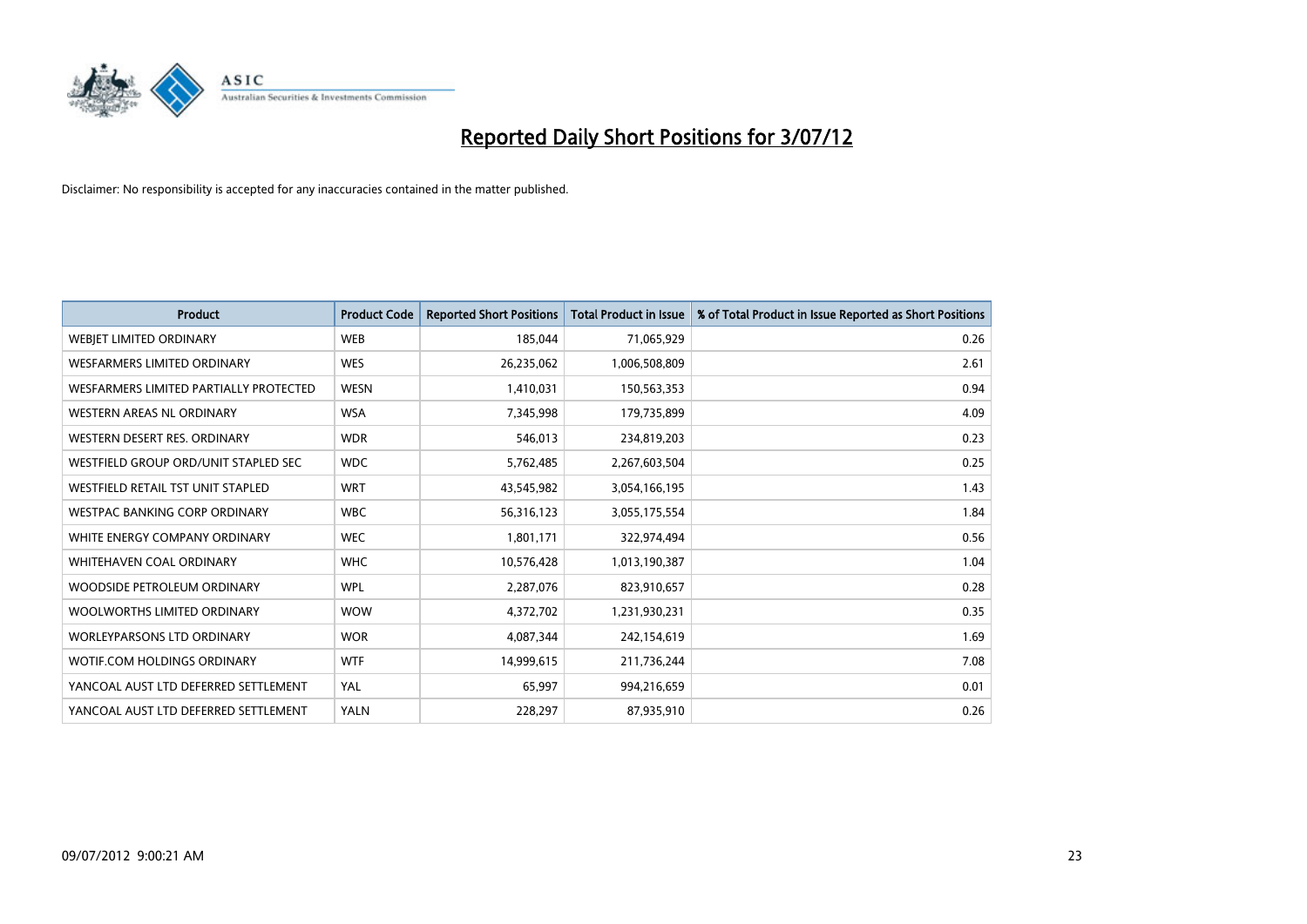# Reported Daily Short Positions for 3/07/12

Disclaimer: No responsibility is accepted for any inaccuracies contained in the matter published.

| Product | Product Code | Reported Short Positions | Total Product in Issue | % of Total Product in Issue Reported as Short Positions |
|---|---|---|---|---|
| WEBJET LIMITED ORDINARY | WEB | 185,044 | 71,065,929 | 0.26 |
| WESFARMERS LIMITED ORDINARY | WES | 26,235,062 | 1,006,508,809 | 2.61 |
| WESFARMERS LIMITED PARTIALLY PROTECTED | WESN | 1,410,031 | 150,563,353 | 0.94 |
| WESTERN AREAS NL ORDINARY | WSA | 7,345,998 | 179,735,899 | 4.09 |
| WESTERN DESERT RES. ORDINARY | WDR | 546,013 | 234,819,203 | 0.23 |
| WESTFIELD GROUP ORD/UNIT STAPLED SEC | WDC | 5,762,485 | 2,267,603,504 | 0.25 |
| WESTFIELD RETAIL TST UNIT STAPLED | WRT | 43,545,982 | 3,054,166,195 | 1.43 |
| WESTPAC BANKING CORP ORDINARY | WBC | 56,316,123 | 3,055,175,554 | 1.84 |
| WHITE ENERGY COMPANY ORDINARY | WEC | 1,801,171 | 322,974,494 | 0.56 |
| WHITEHAVEN COAL ORDINARY | WHC | 10,576,428 | 1,013,190,387 | 1.04 |
| WOODSIDE PETROLEUM ORDINARY | WPL | 2,287,076 | 823,910,657 | 0.28 |
| WOOLWORTHS LIMITED ORDINARY | WOW | 4,372,702 | 1,231,930,231 | 0.35 |
| WORLEYPARSONS LTD ORDINARY | WOR | 4,087,344 | 242,154,619 | 1.69 |
| WOTIF.COM HOLDINGS ORDINARY | WTF | 14,999,615 | 211,736,244 | 7.08 |
| YANCOAL AUST LTD DEFERRED SETTLEMENT | YAL | 65,997 | 994,216,659 | 0.01 |
| YANCOAL AUST LTD DEFERRED SETTLEMENT | YALN | 228,297 | 87,935,910 | 0.26 |